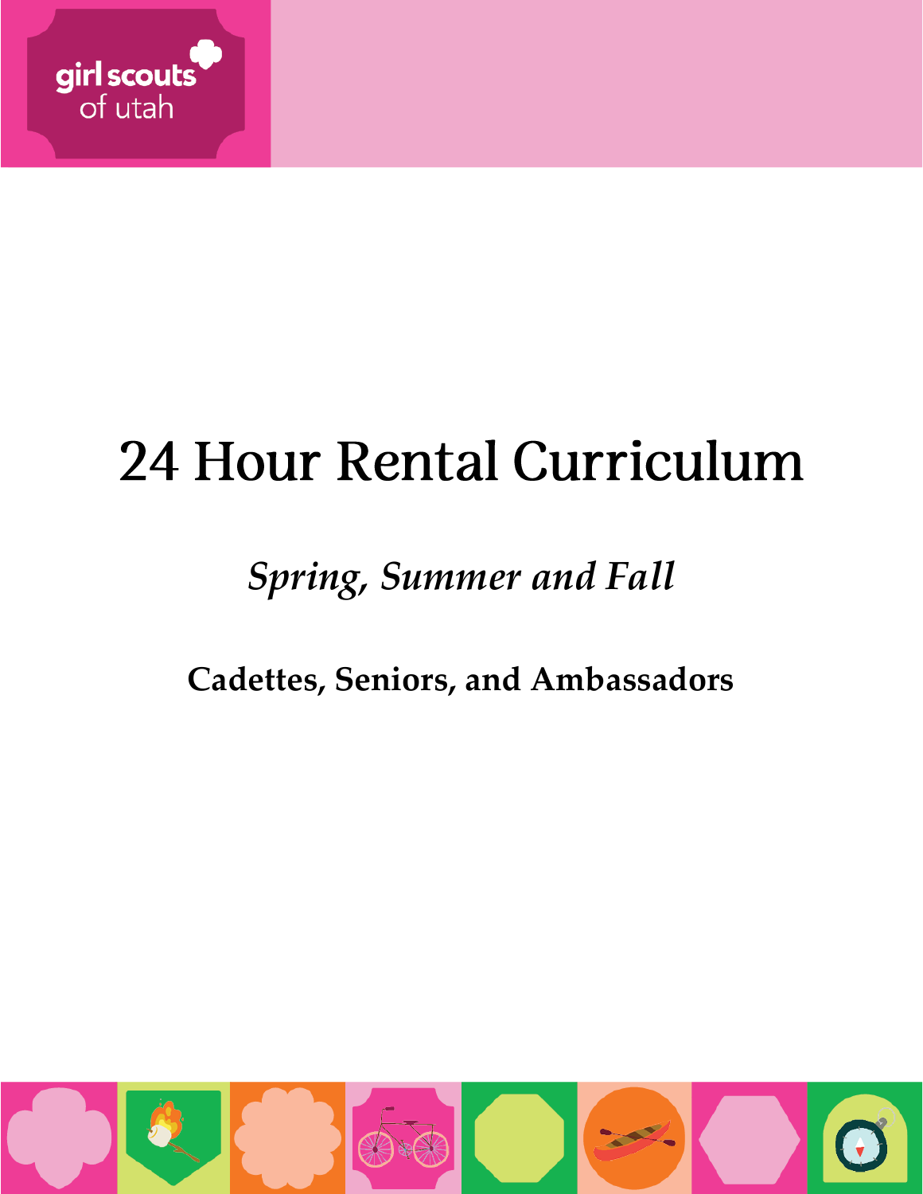girl scouts of utah

# 24 Hour Rental Curriculum

## *Spring, Summer and Fall*

### **Cadettes, Seniors, and Ambassadors**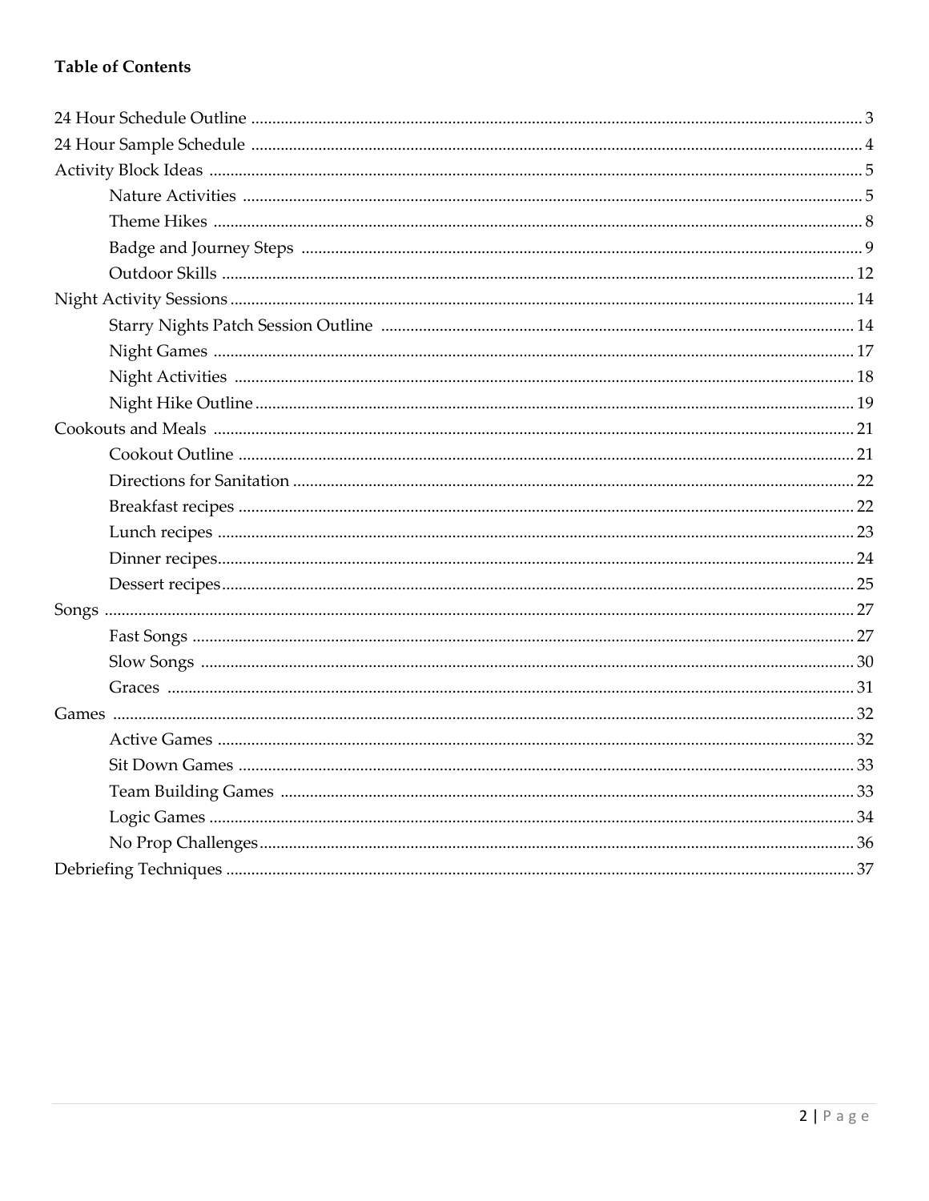**Table of Contents**

- 24 Hour Schedule Outline ..... 3
- 24 Hour Sample Schedule ..... 4
- Activity Block Ideas ..... 5
  - Nature Activities ..... 5
  - Theme Hikes ..... 8
  - Badge and Journey Steps ..... 9
  - Outdoor Skills ..... 12
- Night Activity Sessions ..... 14
  - Starry Nights Patch Session Outline ..... 14
  - Night Games ..... 17
  - Night Activities ..... 18
  - Night Hike Outline ..... 19
- Cookouts and Meals ..... 21
  - Cookout Outline ..... 21
  - Directions for Sanitation ..... 22
  - Breakfast recipes ..... 22
  - Lunch recipes ..... 23
  - Dinner recipes ..... 24
  - Dessert recipes ..... 25
- Songs ..... 27
  - Fast Songs ..... 27
  - Slow Songs ..... 30
  - Graces ..... 31
- Games ..... 32
  - Active Games ..... 32
  - Sit Down Games ..... 33
  - Team Building Games ..... 33
  - Logic Games ..... 34
  - No Prop Challenges ..... 36
- Debriefing Techniques ..... 37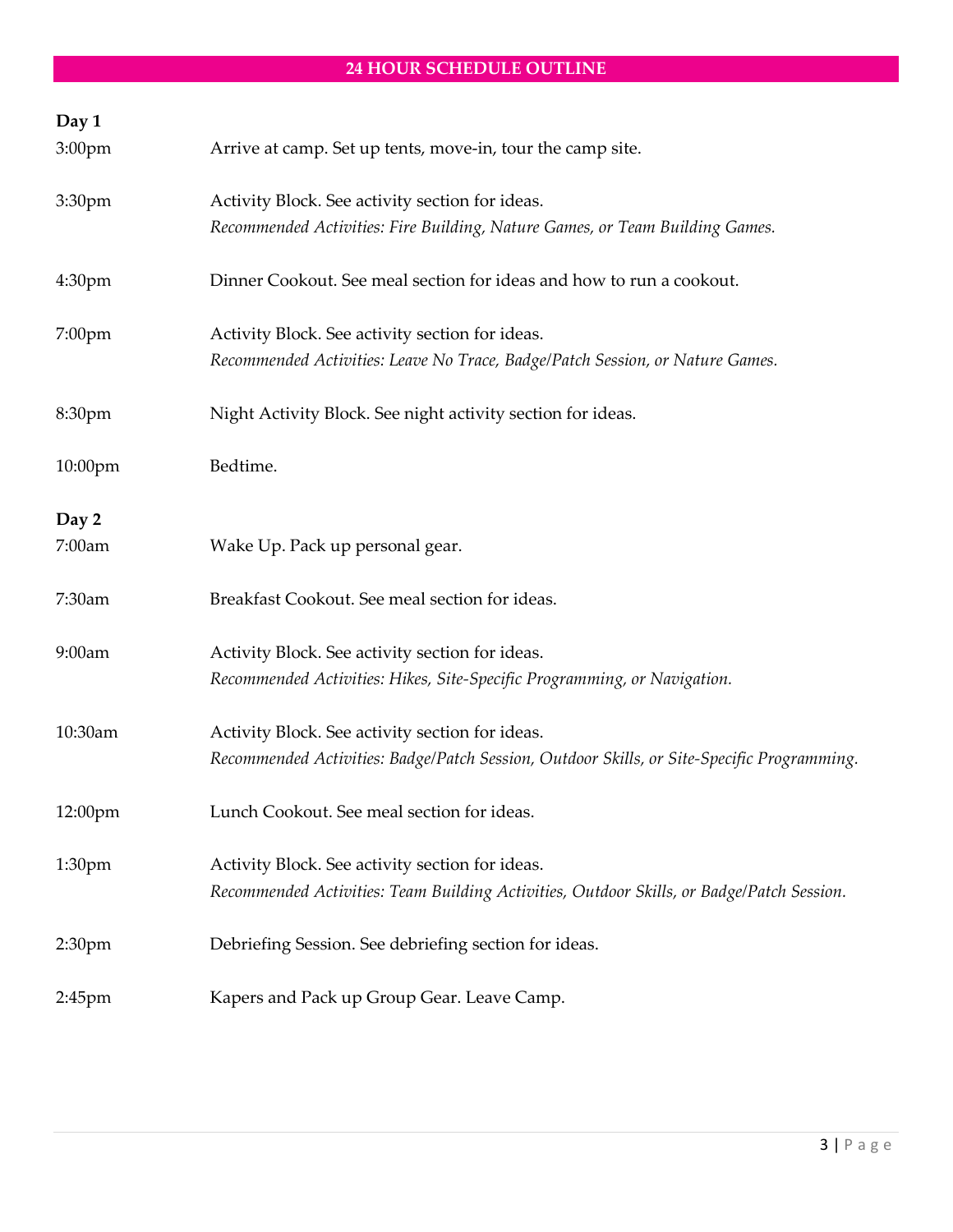## 24 HOUR SCHEDULE OUTLINE

**Day 1**

| | |
|---|---|
| 3:00pm | Arrive at camp. Set up tents, move-in, tour the camp site. |
| 3:30pm | Activity Block. See activity section for ideas.<br>*Recommended Activities: Fire Building, Nature Games, or Team Building Games.* |
| 4:30pm | Dinner Cookout. See meal section for ideas and how to run a cookout. |
| 7:00pm | Activity Block. See activity section for ideas.<br>*Recommended Activities: Leave No Trace, Badge/Patch Session, or Nature Games.* |
| 8:30pm | Night Activity Block. See night activity section for ideas. |
| 10:00pm | Bedtime. |

**Day 2**

| | |
|---|---|
| 7:00am | Wake Up. Pack up personal gear. |
| 7:30am | Breakfast Cookout. See meal section for ideas. |
| 9:00am | Activity Block. See activity section for ideas.<br>*Recommended Activities: Hikes, Site-Specific Programming, or Navigation.* |
| 10:30am | Activity Block. See activity section for ideas.<br>*Recommended Activities: Badge/Patch Session, Outdoor Skills, or Site-Specific Programming.* |
| 12:00pm | Lunch Cookout. See meal section for ideas. |
| 1:30pm | Activity Block. See activity section for ideas.<br>*Recommended Activities: Team Building Activities, Outdoor Skills, or Badge/Patch Session.* |
| 2:30pm | Debriefing Session. See debriefing section for ideas. |
| 2:45pm | Kapers and Pack up Group Gear. Leave Camp. |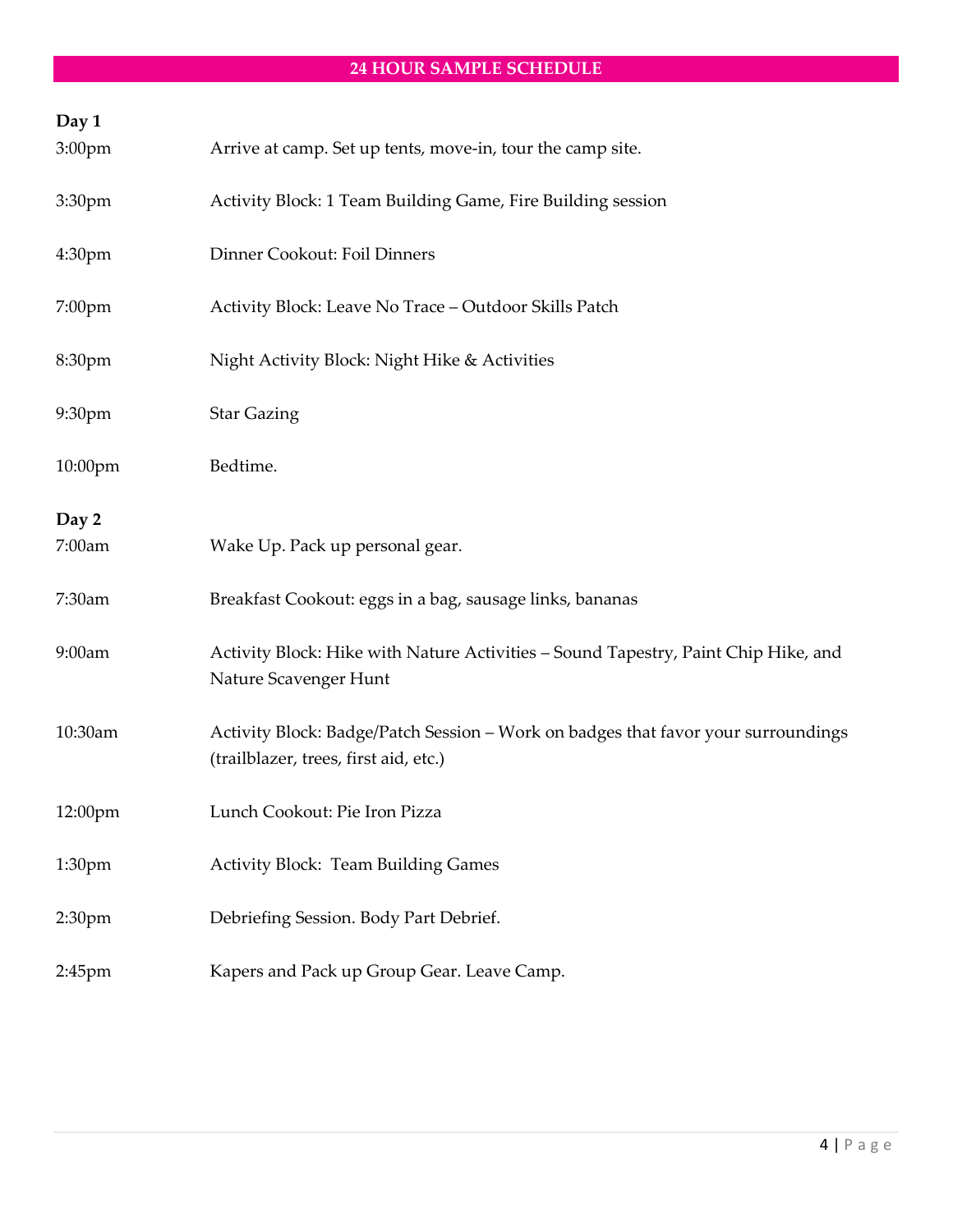## 24 HOUR SAMPLE SCHEDULE

**Day 1**

| | |
|---|---|
| 3:00pm | Arrive at camp. Set up tents, move-in, tour the camp site. |
| 3:30pm | Activity Block: 1 Team Building Game, Fire Building session |
| 4:30pm | Dinner Cookout: Foil Dinners |
| 7:00pm | Activity Block: Leave No Trace – Outdoor Skills Patch |
| 8:30pm | Night Activity Block: Night Hike & Activities |
| 9:30pm | Star Gazing |
| 10:00pm | Bedtime. |

**Day 2**

| | |
|---|---|
| 7:00am | Wake Up. Pack up personal gear. |
| 7:30am | Breakfast Cookout: eggs in a bag, sausage links, bananas |
| 9:00am | Activity Block: Hike with Nature Activities – Sound Tapestry, Paint Chip Hike, and Nature Scavenger Hunt |
| 10:30am | Activity Block: Badge/Patch Session – Work on badges that favor your surroundings (trailblazer, trees, first aid, etc.) |
| 12:00pm | Lunch Cookout: Pie Iron Pizza |
| 1:30pm | Activity Block: Team Building Games |
| 2:30pm | Debriefing Session. Body Part Debrief. |
| 2:45pm | Kapers and Pack up Group Gear. Leave Camp. |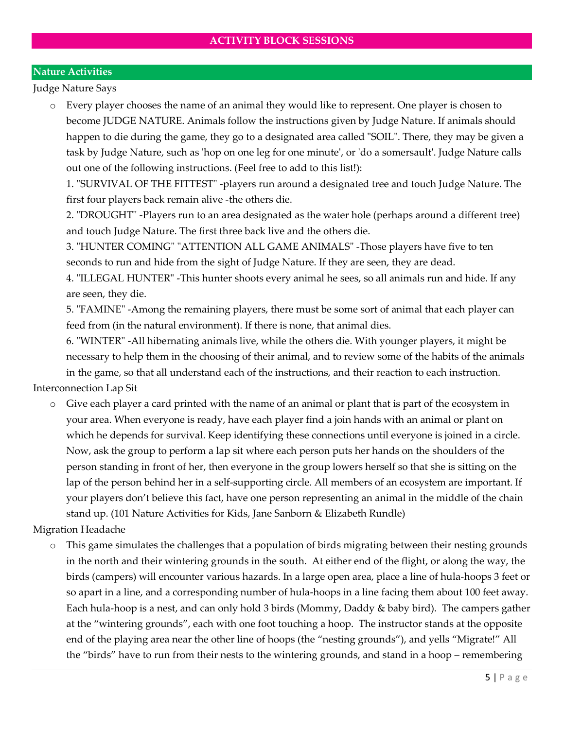# ACTIVITY BLOCK SESSIONS

## Nature Activities

Judge Nature Says

- Every player chooses the name of an animal they would like to represent. One player is chosen to become JUDGE NATURE. Animals follow the instructions given by Judge Nature. If animals should happen to die during the game, they go to a designated area called "SOIL". There, they may be given a task by Judge Nature, such as 'hop on one leg for one minute', or 'do a somersault'. Judge Nature calls out one of the following instructions. (Feel free to add to this list!):

  1. "SURVIVAL OF THE FITTEST" -players run around a designated tree and touch Judge Nature. The first four players back remain alive -the others die.
  2. "DROUGHT" -Players run to an area designated as the water hole (perhaps around a different tree) and touch Judge Nature. The first three back live and the others die.
  3. "HUNTER COMING" "ATTENTION ALL GAME ANIMALS" -Those players have five to ten seconds to run and hide from the sight of Judge Nature. If they are seen, they are dead.
  4. "ILLEGAL HUNTER" -This hunter shoots every animal he sees, so all animals run and hide. If any are seen, they die.
  5. "FAMINE" -Among the remaining players, there must be some sort of animal that each player can feed from (in the natural environment). If there is none, that animal dies.
  6. "WINTER" -All hibernating animals live, while the others die. With younger players, it might be necessary to help them in the choosing of their animal, and to review some of the habits of the animals in the game, so that all understand each of the instructions, and their reaction to each instruction.

Interconnection Lap Sit

- Give each player a card printed with the name of an animal or plant that is part of the ecosystem in your area. When everyone is ready, have each player find a join hands with an animal or plant on which he depends for survival. Keep identifying these connections until everyone is joined in a circle. Now, ask the group to perform a lap sit where each person puts her hands on the shoulders of the person standing in front of her, then everyone in the group lowers herself so that she is sitting on the lap of the person behind her in a self-supporting circle. All members of an ecosystem are important. If your players don't believe this fact, have one person representing an animal in the middle of the chain stand up. (101 Nature Activities for Kids, Jane Sanborn & Elizabeth Rundle)

Migration Headache

- This game simulates the challenges that a population of birds migrating between their nesting grounds in the north and their wintering grounds in the south. At either end of the flight, or along the way, the birds (campers) will encounter various hazards. In a large open area, place a line of hula-hoops 3 feet or so apart in a line, and a corresponding number of hula-hoops in a line facing them about 100 feet away. Each hula-hoop is a nest, and can only hold 3 birds (Mommy, Daddy & baby bird). The campers gather at the "wintering grounds", each with one foot touching a hoop. The instructor stands at the opposite end of the playing area near the other line of hoops (the "nesting grounds"), and yells "Migrate!" All the "birds" have to run from their nests to the wintering grounds, and stand in a hoop – remembering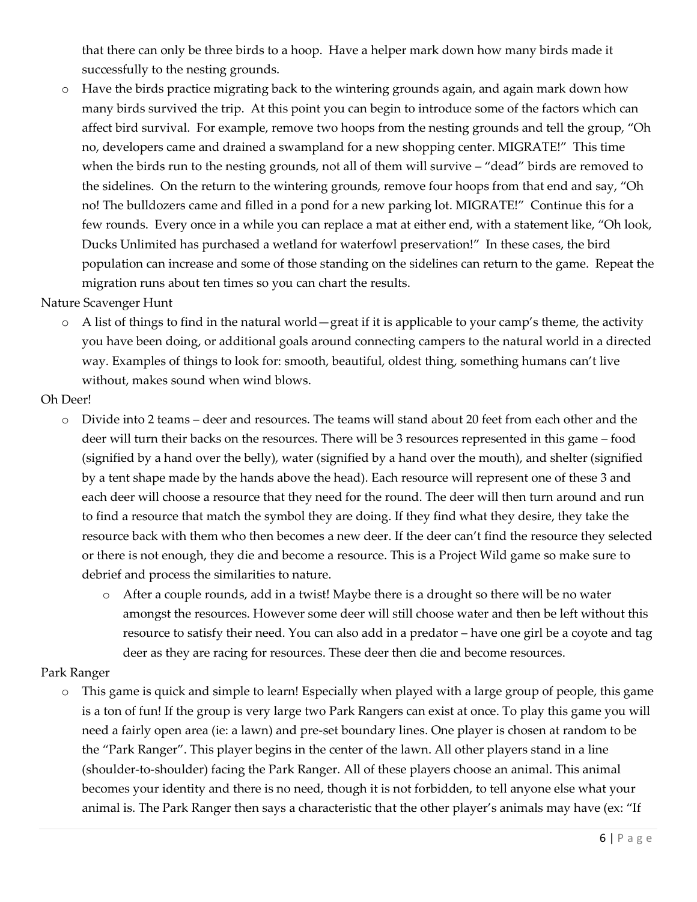that there can only be three birds to a hoop. Have a helper mark down how many birds made it successfully to the nesting grounds.

- Have the birds practice migrating back to the wintering grounds again, and again mark down how many birds survived the trip. At this point you can begin to introduce some of the factors which can affect bird survival. For example, remove two hoops from the nesting grounds and tell the group, "Oh no, developers came and drained a swampland for a new shopping center. MIGRATE!" This time when the birds run to the nesting grounds, not all of them will survive – "dead" birds are removed to the sidelines. On the return to the wintering grounds, remove four hoops from that end and say, "Oh no! The bulldozers came and filled in a pond for a new parking lot. MIGRATE!" Continue this for a few rounds. Every once in a while you can replace a mat at either end, with a statement like, "Oh look, Ducks Unlimited has purchased a wetland for waterfowl preservation!" In these cases, the bird population can increase and some of those standing on the sidelines can return to the game. Repeat the migration runs about ten times so you can chart the results.

Nature Scavenger Hunt

- A list of things to find in the natural world—great if it is applicable to your camp's theme, the activity you have been doing, or additional goals around connecting campers to the natural world in a directed way. Examples of things to look for: smooth, beautiful, oldest thing, something humans can't live without, makes sound when wind blows.

Oh Deer!

- Divide into 2 teams – deer and resources. The teams will stand about 20 feet from each other and the deer will turn their backs on the resources. There will be 3 resources represented in this game – food (signified by a hand over the belly), water (signified by a hand over the mouth), and shelter (signified by a tent shape made by the hands above the head). Each resource will represent one of these 3 and each deer will choose a resource that they need for the round. The deer will then turn around and run to find a resource that match the symbol they are doing. If they find what they desire, they take the resource back with them who then becomes a new deer. If the deer can't find the resource they selected or there is not enough, they die and become a resource. This is a Project Wild game so make sure to debrief and process the similarities to nature.
    - After a couple rounds, add in a twist! Maybe there is a drought so there will be no water amongst the resources. However some deer will still choose water and then be left without this resource to satisfy their need. You can also add in a predator – have one girl be a coyote and tag deer as they are racing for resources. These deer then die and become resources.

Park Ranger

- This game is quick and simple to learn! Especially when played with a large group of people, this game is a ton of fun! If the group is very large two Park Rangers can exist at once. To play this game you will need a fairly open area (ie: a lawn) and pre-set boundary lines. One player is chosen at random to be the "Park Ranger". This player begins in the center of the lawn. All other players stand in a line (shoulder-to-shoulder) facing the Park Ranger. All of these players choose an animal. This animal becomes your identity and there is no need, though it is not forbidden, to tell anyone else what your animal is. The Park Ranger then says a characteristic that the other player's animals may have (ex: "If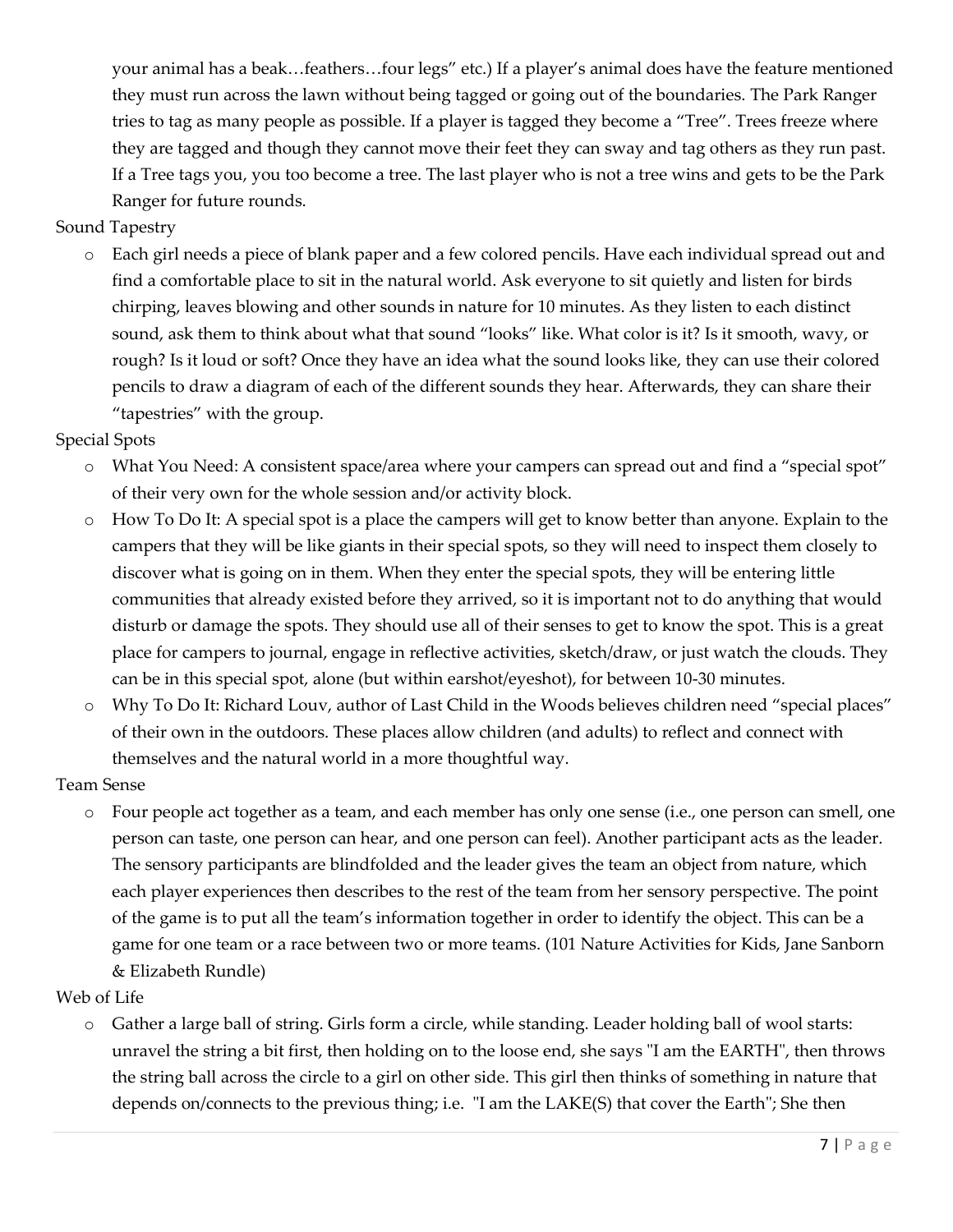your animal has a beak…feathers…four legs" etc.) If a player's animal does have the feature mentioned they must run across the lawn without being tagged or going out of the boundaries. The Park Ranger tries to tag as many people as possible. If a player is tagged they become a "Tree". Trees freeze where they are tagged and though they cannot move their feet they can sway and tag others as they run past. If a Tree tags you, you too become a tree. The last player who is not a tree wins and gets to be the Park Ranger for future rounds.

Sound Tapestry

- Each girl needs a piece of blank paper and a few colored pencils. Have each individual spread out and find a comfortable place to sit in the natural world. Ask everyone to sit quietly and listen for birds chirping, leaves blowing and other sounds in nature for 10 minutes. As they listen to each distinct sound, ask them to think about what that sound "looks" like. What color is it? Is it smooth, wavy, or rough? Is it loud or soft? Once they have an idea what the sound looks like, they can use their colored pencils to draw a diagram of each of the different sounds they hear. Afterwards, they can share their "tapestries" with the group.

Special Spots

- What You Need: A consistent space/area where your campers can spread out and find a "special spot" of their very own for the whole session and/or activity block.
- How To Do It: A special spot is a place the campers will get to know better than anyone. Explain to the campers that they will be like giants in their special spots, so they will need to inspect them closely to discover what is going on in them. When they enter the special spots, they will be entering little communities that already existed before they arrived, so it is important not to do anything that would disturb or damage the spots. They should use all of their senses to get to know the spot. This is a great place for campers to journal, engage in reflective activities, sketch/draw, or just watch the clouds. They can be in this special spot, alone (but within earshot/eyeshot), for between 10-30 minutes.
- Why To Do It: Richard Louv, author of Last Child in the Woods believes children need "special places" of their own in the outdoors. These places allow children (and adults) to reflect and connect with themselves and the natural world in a more thoughtful way.

Team Sense

- Four people act together as a team, and each member has only one sense (i.e., one person can smell, one person can taste, one person can hear, and one person can feel). Another participant acts as the leader. The sensory participants are blindfolded and the leader gives the team an object from nature, which each player experiences then describes to the rest of the team from her sensory perspective. The point of the game is to put all the team's information together in order to identify the object. This can be a game for one team or a race between two or more teams. (101 Nature Activities for Kids, Jane Sanborn & Elizabeth Rundle)

Web of Life

- Gather a large ball of string. Girls form a circle, while standing. Leader holding ball of wool starts: unravel the string a bit first, then holding on to the loose end, she says "I am the EARTH", then throws the string ball across the circle to a girl on other side. This girl then thinks of something in nature that depends on/connects to the previous thing; i.e. "I am the LAKE(S) that cover the Earth"; She then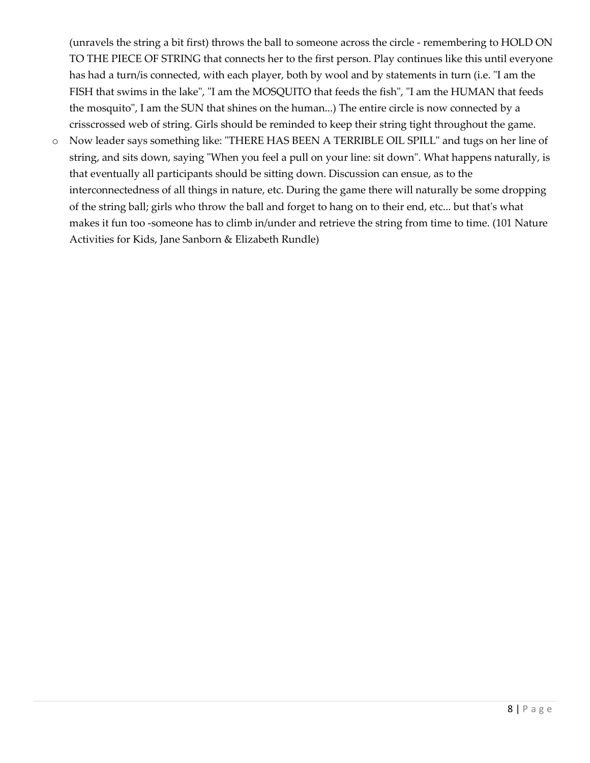(unravels the string a bit first) throws the ball to someone across the circle - remembering to HOLD ON TO THE PIECE OF STRING that connects her to the first person. Play continues like this until everyone has had a turn/is connected, with each player, both by wool and by statements in turn (i.e. "I am the FISH that swims in the lake", "I am the MOSQUITO that feeds the fish", "I am the HUMAN that feeds the mosquito", I am the SUN that shines on the human...) The entire circle is now connected by a crisscrossed web of string. Girls should be reminded to keep their string tight throughout the game.

- Now leader says something like: "THERE HAS BEEN A TERRIBLE OIL SPILL" and tugs on her line of string, and sits down, saying "When you feel a pull on your line: sit down". What happens naturally, is that eventually all participants should be sitting down. Discussion can ensue, as to the interconnectedness of all things in nature, etc. During the game there will naturally be some dropping of the string ball; girls who throw the ball and forget to hang on to their end, etc... but that's what makes it fun too -someone has to climb in/under and retrieve the string from time to time. (101 Nature Activities for Kids, Jane Sanborn & Elizabeth Rundle)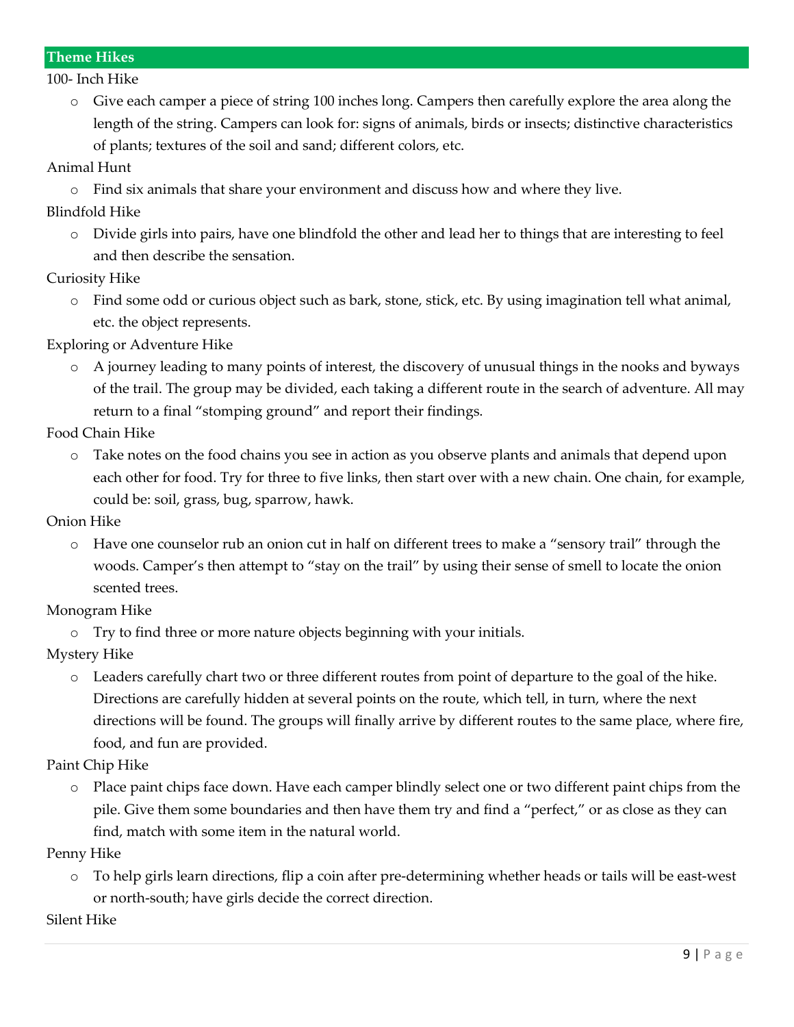## Theme Hikes

100- Inch Hike

- Give each camper a piece of string 100 inches long. Campers then carefully explore the area along the length of the string. Campers can look for: signs of animals, birds or insects; distinctive characteristics of plants; textures of the soil and sand; different colors, etc.

Animal Hunt

- Find six animals that share your environment and discuss how and where they live.

Blindfold Hike

- Divide girls into pairs, have one blindfold the other and lead her to things that are interesting to feel and then describe the sensation.

Curiosity Hike

- Find some odd or curious object such as bark, stone, stick, etc. By using imagination tell what animal, etc. the object represents.

Exploring or Adventure Hike

- A journey leading to many points of interest, the discovery of unusual things in the nooks and byways of the trail. The group may be divided, each taking a different route in the search of adventure. All may return to a final "stomping ground" and report their findings.

Food Chain Hike

- Take notes on the food chains you see in action as you observe plants and animals that depend upon each other for food. Try for three to five links, then start over with a new chain. One chain, for example, could be: soil, grass, bug, sparrow, hawk.

Onion Hike

- Have one counselor rub an onion cut in half on different trees to make a "sensory trail" through the woods. Camper's then attempt to "stay on the trail" by using their sense of smell to locate the onion scented trees.

Monogram Hike

- Try to find three or more nature objects beginning with your initials.

Mystery Hike

- Leaders carefully chart two or three different routes from point of departure to the goal of the hike. Directions are carefully hidden at several points on the route, which tell, in turn, where the next directions will be found. The groups will finally arrive by different routes to the same place, where fire, food, and fun are provided.

Paint Chip Hike

- Place paint chips face down. Have each camper blindly select one or two different paint chips from the pile. Give them some boundaries and then have them try and find a "perfect," or as close as they can find, match with some item in the natural world.

Penny Hike

- To help girls learn directions, flip a coin after pre-determining whether heads or tails will be east-west or north-south; have girls decide the correct direction.

Silent Hike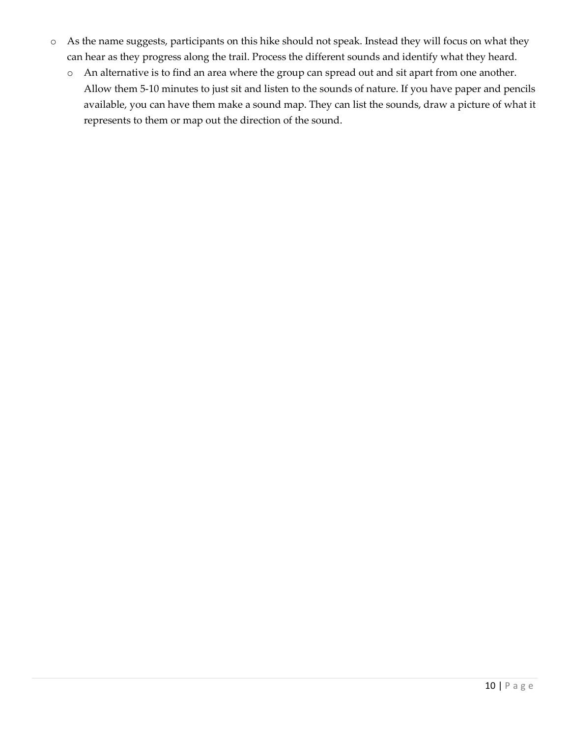- As the name suggests, participants on this hike should not speak. Instead they will focus on what they can hear as they progress along the trail. Process the different sounds and identify what they heard.
  - An alternative is to find an area where the group can spread out and sit apart from one another. Allow them 5-10 minutes to just sit and listen to the sounds of nature. If you have paper and pencils available, you can have them make a sound map. They can list the sounds, draw a picture of what it represents to them or map out the direction of the sound.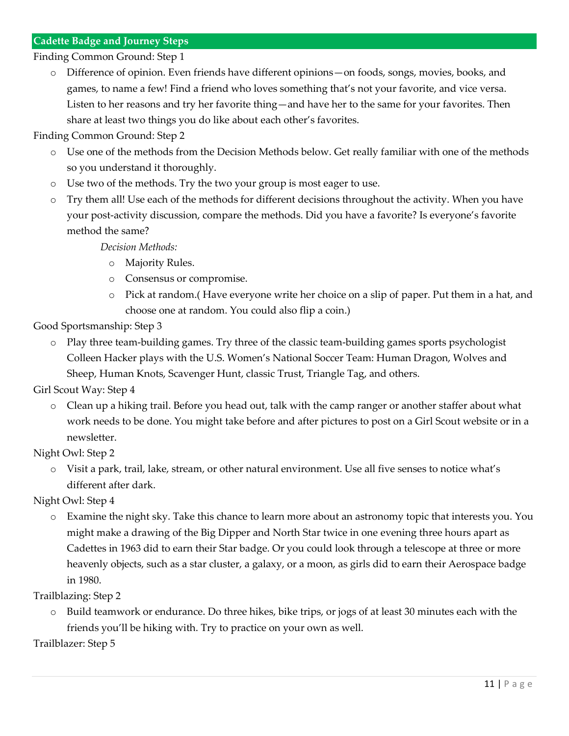## Cadette Badge and Journey Steps

Finding Common Ground: Step 1

- Difference of opinion. Even friends have different opinions—on foods, songs, movies, books, and games, to name a few! Find a friend who loves something that's not your favorite, and vice versa. Listen to her reasons and try her favorite thing—and have her to the same for your favorites. Then share at least two things you do like about each other's favorites.

Finding Common Ground: Step 2

- Use one of the methods from the Decision Methods below. Get really familiar with one of the methods so you understand it thoroughly.
- Use two of the methods. Try the two your group is most eager to use.
- Try them all! Use each of the methods for different decisions throughout the activity. When you have your post-activity discussion, compare the methods. Did you have a favorite? Is everyone's favorite method the same?

  *Decision Methods:*

  - Majority Rules.
  - Consensus or compromise.
  - Pick at random.( Have everyone write her choice on a slip of paper. Put them in a hat, and choose one at random. You could also flip a coin.)

Good Sportsmanship: Step 3

- Play three team-building games. Try three of the classic team-building games sports psychologist Colleen Hacker plays with the U.S. Women's National Soccer Team: Human Dragon, Wolves and Sheep, Human Knots, Scavenger Hunt, classic Trust, Triangle Tag, and others.

Girl Scout Way: Step 4

- Clean up a hiking trail. Before you head out, talk with the camp ranger or another staffer about what work needs to be done. You might take before and after pictures to post on a Girl Scout website or in a newsletter.

Night Owl: Step 2

- Visit a park, trail, lake, stream, or other natural environment. Use all five senses to notice what's different after dark.

Night Owl: Step 4

- Examine the night sky. Take this chance to learn more about an astronomy topic that interests you. You might make a drawing of the Big Dipper and North Star twice in one evening three hours apart as Cadettes in 1963 did to earn their Star badge. Or you could look through a telescope at three or more heavenly objects, such as a star cluster, a galaxy, or a moon, as girls did to earn their Aerospace badge in 1980.

Trailblazing: Step 2

- Build teamwork or endurance. Do three hikes, bike trips, or jogs of at least 30 minutes each with the friends you'll be hiking with. Try to practice on your own as well.

Trailblazer: Step 5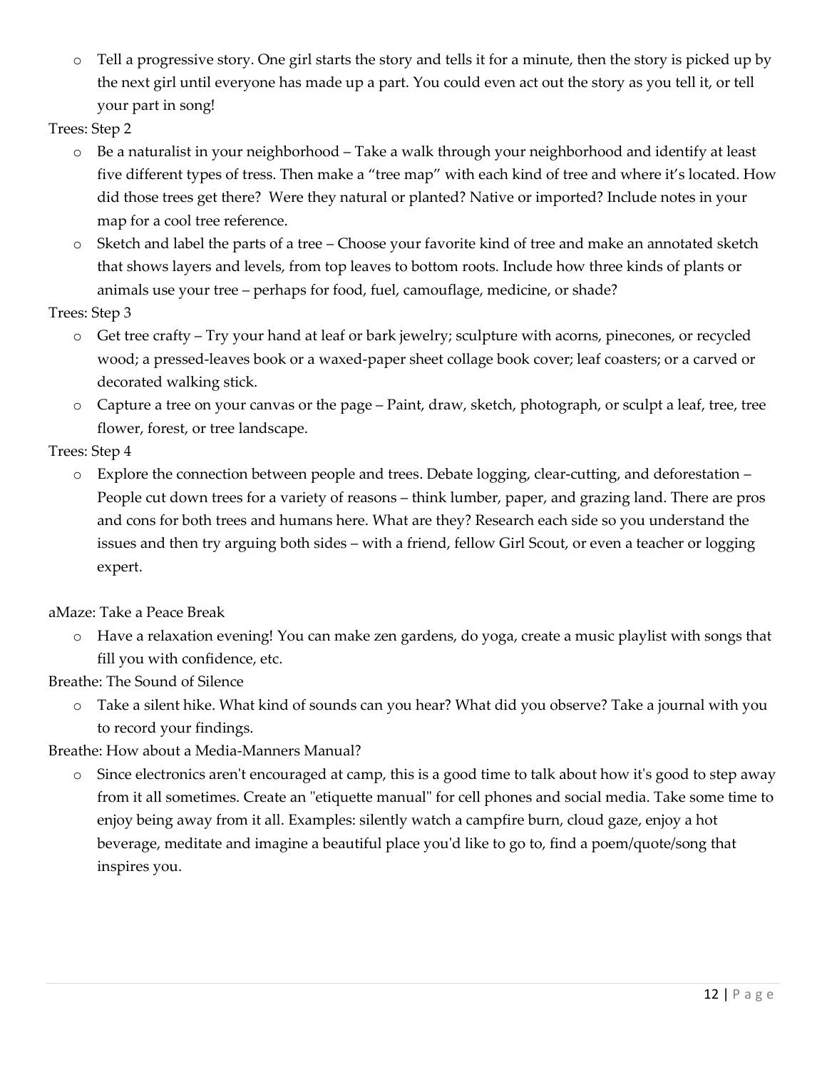- Tell a progressive story. One girl starts the story and tells it for a minute, then the story is picked up by the next girl until everyone has made up a part. You could even act out the story as you tell it, or tell your part in song!

Trees: Step 2

- Be a naturalist in your neighborhood – Take a walk through your neighborhood and identify at least five different types of tress. Then make a "tree map" with each kind of tree and where it's located. How did those trees get there? Were they natural or planted? Native or imported? Include notes in your map for a cool tree reference.
- Sketch and label the parts of a tree – Choose your favorite kind of tree and make an annotated sketch that shows layers and levels, from top leaves to bottom roots. Include how three kinds of plants or animals use your tree – perhaps for food, fuel, camouflage, medicine, or shade?

Trees: Step 3

- Get tree crafty – Try your hand at leaf or bark jewelry; sculpture with acorns, pinecones, or recycled wood; a pressed-leaves book or a waxed-paper sheet collage book cover; leaf coasters; or a carved or decorated walking stick.
- Capture a tree on your canvas or the page – Paint, draw, sketch, photograph, or sculpt a leaf, tree, tree flower, forest, or tree landscape.

Trees: Step 4

- Explore the connection between people and trees. Debate logging, clear-cutting, and deforestation – People cut down trees for a variety of reasons – think lumber, paper, and grazing land. There are pros and cons for both trees and humans here. What are they? Research each side so you understand the issues and then try arguing both sides – with a friend, fellow Girl Scout, or even a teacher or logging expert.

aMaze: Take a Peace Break

- Have a relaxation evening! You can make zen gardens, do yoga, create a music playlist with songs that fill you with confidence, etc.

Breathe: The Sound of Silence

- Take a silent hike. What kind of sounds can you hear? What did you observe? Take a journal with you to record your findings.

Breathe: How about a Media-Manners Manual?

- Since electronics aren't encouraged at camp, this is a good time to talk about how it's good to step away from it all sometimes. Create an "etiquette manual" for cell phones and social media. Take some time to enjoy being away from it all. Examples: silently watch a campfire burn, cloud gaze, enjoy a hot beverage, meditate and imagine a beautiful place you'd like to go to, find a poem/quote/song that inspires you.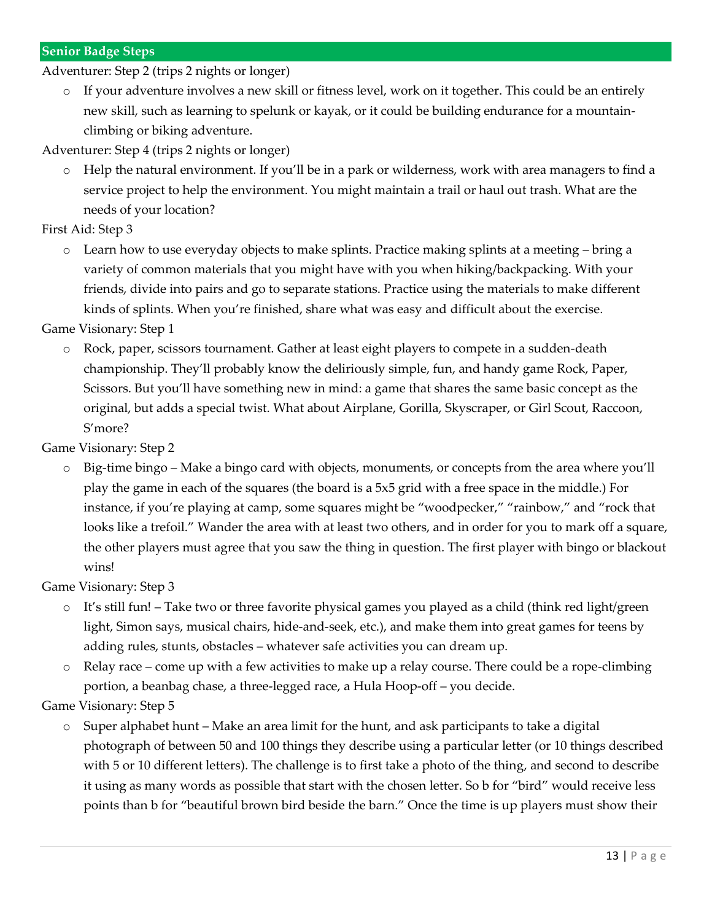## Senior Badge Steps

Adventurer: Step 2 (trips 2 nights or longer)

- If your adventure involves a new skill or fitness level, work on it together. This could be an entirely new skill, such as learning to spelunk or kayak, or it could be building endurance for a mountain-climbing or biking adventure.

Adventurer: Step 4 (trips 2 nights or longer)

- Help the natural environment. If you'll be in a park or wilderness, work with area managers to find a service project to help the environment. You might maintain a trail or haul out trash. What are the needs of your location?

First Aid: Step 3

- Learn how to use everyday objects to make splints. Practice making splints at a meeting – bring a variety of common materials that you might have with you when hiking/backpacking. With your friends, divide into pairs and go to separate stations. Practice using the materials to make different kinds of splints. When you're finished, share what was easy and difficult about the exercise.

Game Visionary: Step 1

- Rock, paper, scissors tournament. Gather at least eight players to compete in a sudden-death championship. They'll probably know the deliriously simple, fun, and handy game Rock, Paper, Scissors. But you'll have something new in mind: a game that shares the same basic concept as the original, but adds a special twist. What about Airplane, Gorilla, Skyscraper, or Girl Scout, Raccoon, S'more?

Game Visionary: Step 2

- Big-time bingo – Make a bingo card with objects, monuments, or concepts from the area where you'll play the game in each of the squares (the board is a 5x5 grid with a free space in the middle.) For instance, if you're playing at camp, some squares might be "woodpecker," "rainbow," and "rock that looks like a trefoil." Wander the area with at least two others, and in order for you to mark off a square, the other players must agree that you saw the thing in question. The first player with bingo or blackout wins!

Game Visionary: Step 3

- It's still fun! – Take two or three favorite physical games you played as a child (think red light/green light, Simon says, musical chairs, hide-and-seek, etc.), and make them into great games for teens by adding rules, stunts, obstacles – whatever safe activities you can dream up.
- Relay race – come up with a few activities to make up a relay course. There could be a rope-climbing portion, a beanbag chase, a three-legged race, a Hula Hoop-off – you decide.

Game Visionary: Step 5

- Super alphabet hunt – Make an area limit for the hunt, and ask participants to take a digital photograph of between 50 and 100 things they describe using a particular letter (or 10 things described with 5 or 10 different letters). The challenge is to first take a photo of the thing, and second to describe it using as many words as possible that start with the chosen letter. So b for "bird" would receive less points than b for "beautiful brown bird beside the barn." Once the time is up players must show their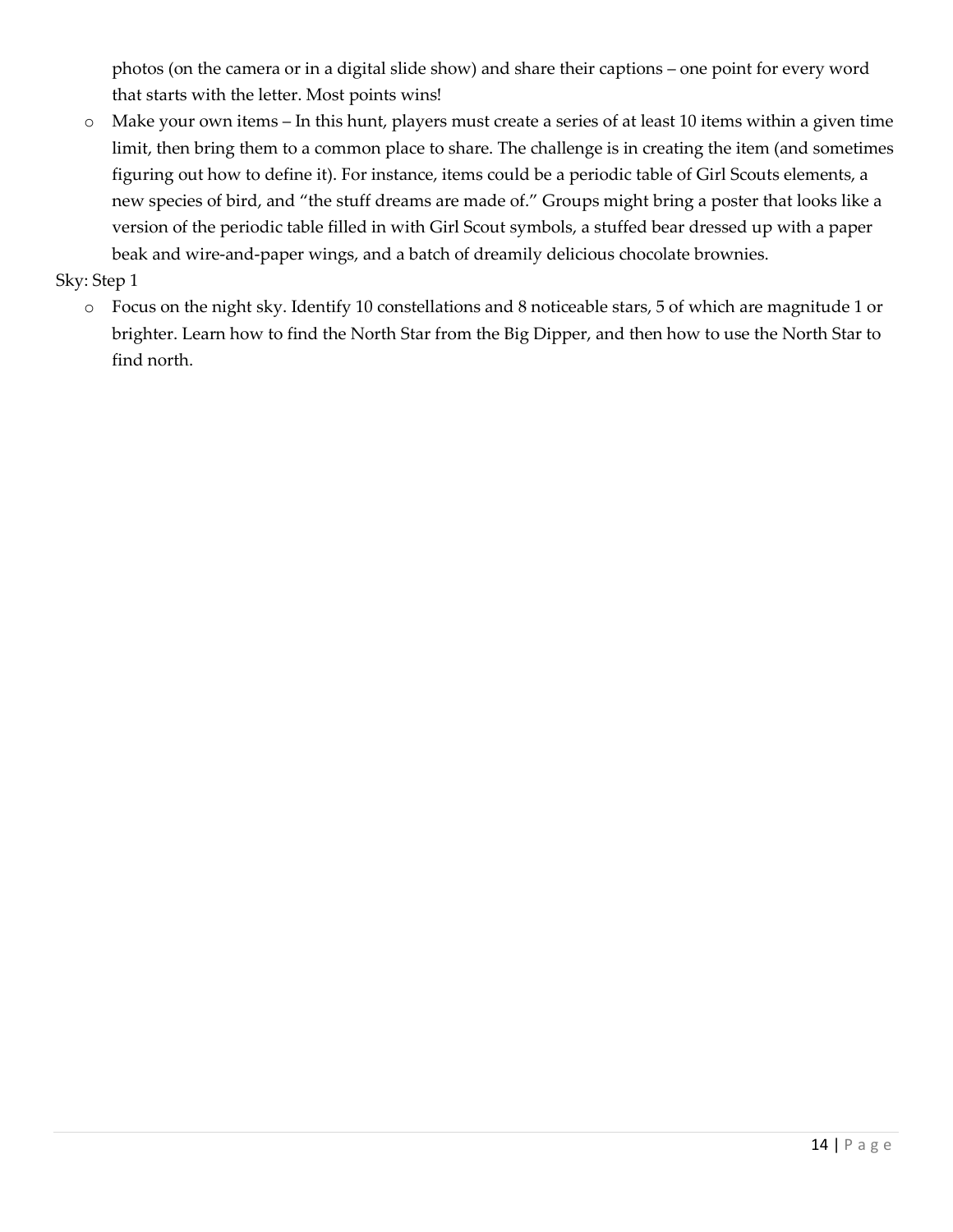photos (on the camera or in a digital slide show) and share their captions – one point for every word that starts with the letter. Most points wins!

- Make your own items – In this hunt, players must create a series of at least 10 items within a given time limit, then bring them to a common place to share. The challenge is in creating the item (and sometimes figuring out how to define it). For instance, items could be a periodic table of Girl Scouts elements, a new species of bird, and "the stuff dreams are made of." Groups might bring a poster that looks like a version of the periodic table filled in with Girl Scout symbols, a stuffed bear dressed up with a paper beak and wire-and-paper wings, and a batch of dreamily delicious chocolate brownies.

Sky: Step 1

- Focus on the night sky. Identify 10 constellations and 8 noticeable stars, 5 of which are magnitude 1 or brighter. Learn how to find the North Star from the Big Dipper, and then how to use the North Star to find north.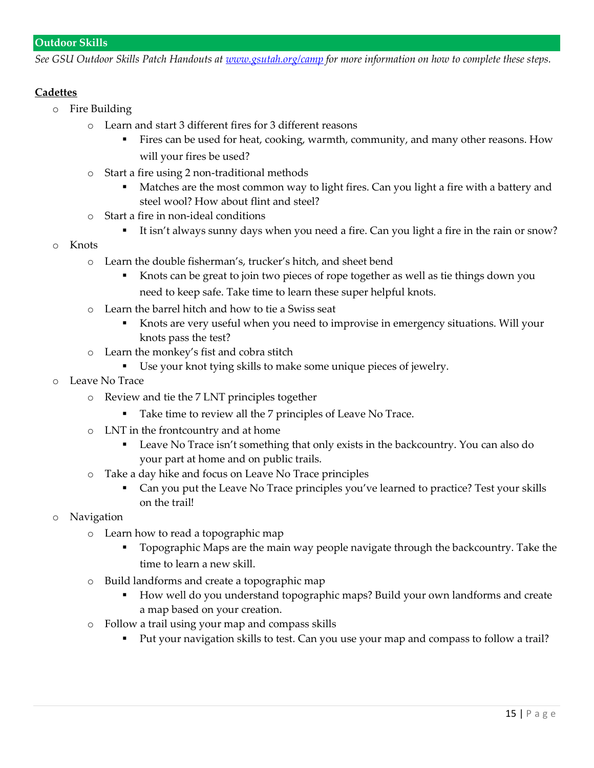## Outdoor Skills

*See GSU Outdoor Skills Patch Handouts at [www.gsutah.org/camp](www.gsutah.org/camp) for more information on how to complete these steps.*

**Cadettes**

- Fire Building
  - Learn and start 3 different fires for 3 different reasons
    - Fires can be used for heat, cooking, warmth, community, and many other reasons. How will your fires be used?
  - Start a fire using 2 non-traditional methods
    - Matches are the most common way to light fires. Can you light a fire with a battery and steel wool? How about flint and steel?
  - Start a fire in non-ideal conditions
    - It isn't always sunny days when you need a fire. Can you light a fire in the rain or snow?
- Knots
  - Learn the double fisherman's, trucker's hitch, and sheet bend
    - Knots can be great to join two pieces of rope together as well as tie things down you need to keep safe. Take time to learn these super helpful knots.
  - Learn the barrel hitch and how to tie a Swiss seat
    - Knots are very useful when you need to improvise in emergency situations. Will your knots pass the test?
  - Learn the monkey's fist and cobra stitch
    - Use your knot tying skills to make some unique pieces of jewelry.
- Leave No Trace
  - Review and tie the 7 LNT principles together
    - Take time to review all the 7 principles of Leave No Trace.
  - LNT in the frontcountry and at home
    - Leave No Trace isn't something that only exists in the backcountry. You can also do your part at home and on public trails.
  - Take a day hike and focus on Leave No Trace principles
    - Can you put the Leave No Trace principles you've learned to practice? Test your skills on the trail!
- Navigation
  - Learn how to read a topographic map
    - Topographic Maps are the main way people navigate through the backcountry. Take the time to learn a new skill.
  - Build landforms and create a topographic map
    - How well do you understand topographic maps? Build your own landforms and create a map based on your creation.
  - Follow a trail using your map and compass skills
    - Put your navigation skills to test. Can you use your map and compass to follow a trail?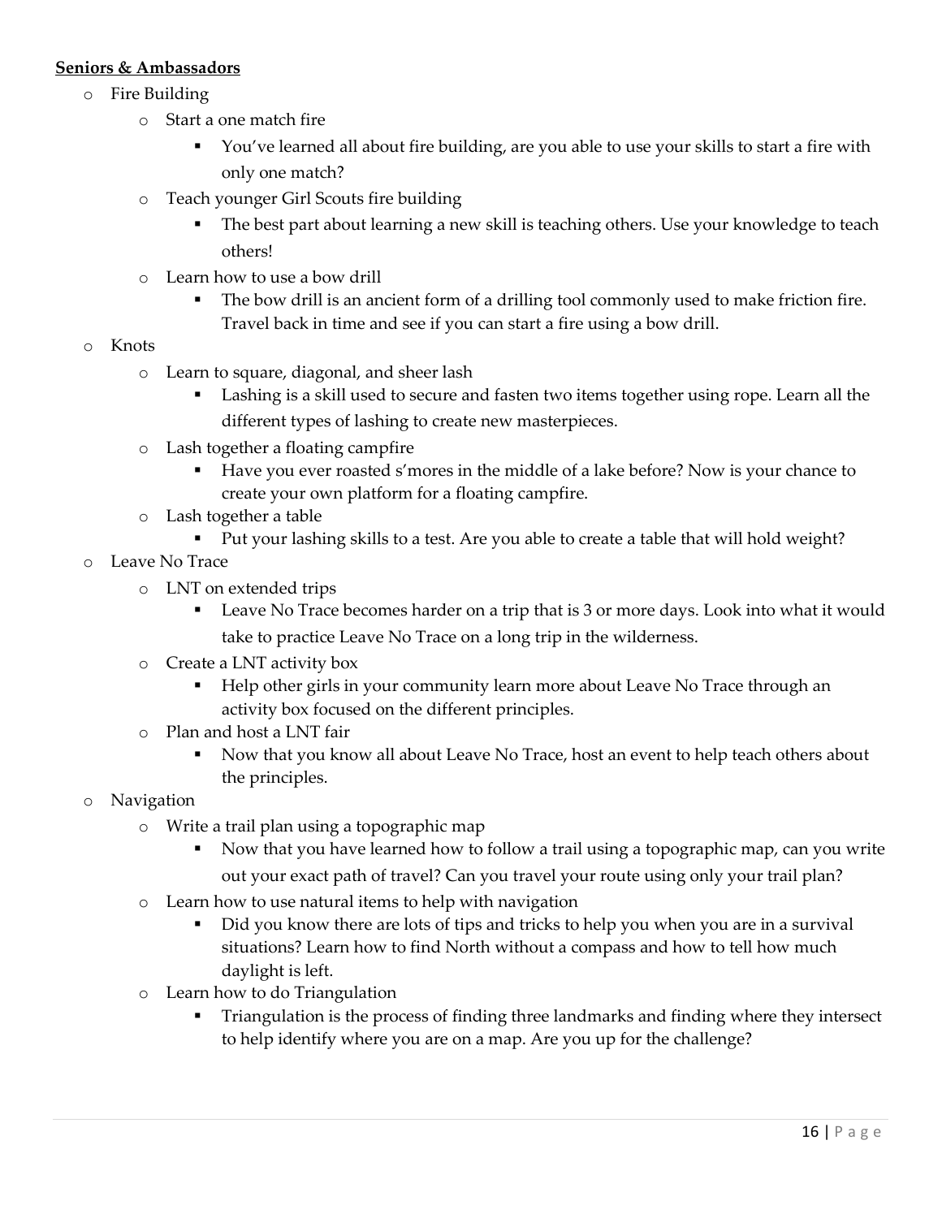**Seniors & Ambassadors**

- Fire Building
  - Start a one match fire
    - You've learned all about fire building, are you able to use your skills to start a fire with only one match?
  - Teach younger Girl Scouts fire building
    - The best part about learning a new skill is teaching others. Use your knowledge to teach others!
  - Learn how to use a bow drill
    - The bow drill is an ancient form of a drilling tool commonly used to make friction fire. Travel back in time and see if you can start a fire using a bow drill.
- Knots
  - Learn to square, diagonal, and sheer lash
    - Lashing is a skill used to secure and fasten two items together using rope. Learn all the different types of lashing to create new masterpieces.
  - Lash together a floating campfire
    - Have you ever roasted s'mores in the middle of a lake before? Now is your chance to create your own platform for a floating campfire.
  - Lash together a table
    - Put your lashing skills to a test. Are you able to create a table that will hold weight?
- Leave No Trace
  - LNT on extended trips
    - Leave No Trace becomes harder on a trip that is 3 or more days. Look into what it would take to practice Leave No Trace on a long trip in the wilderness.
  - Create a LNT activity box
    - Help other girls in your community learn more about Leave No Trace through an activity box focused on the different principles.
  - Plan and host a LNT fair
    - Now that you know all about Leave No Trace, host an event to help teach others about the principles.
- Navigation
  - Write a trail plan using a topographic map
    - Now that you have learned how to follow a trail using a topographic map, can you write out your exact path of travel? Can you travel your route using only your trail plan?
  - Learn how to use natural items to help with navigation
    - Did you know there are lots of tips and tricks to help you when you are in a survival situations? Learn how to find North without a compass and how to tell how much daylight is left.
  - Learn how to do Triangulation
    - Triangulation is the process of finding three landmarks and finding where they intersect to help identify where you are on a map. Are you up for the challenge?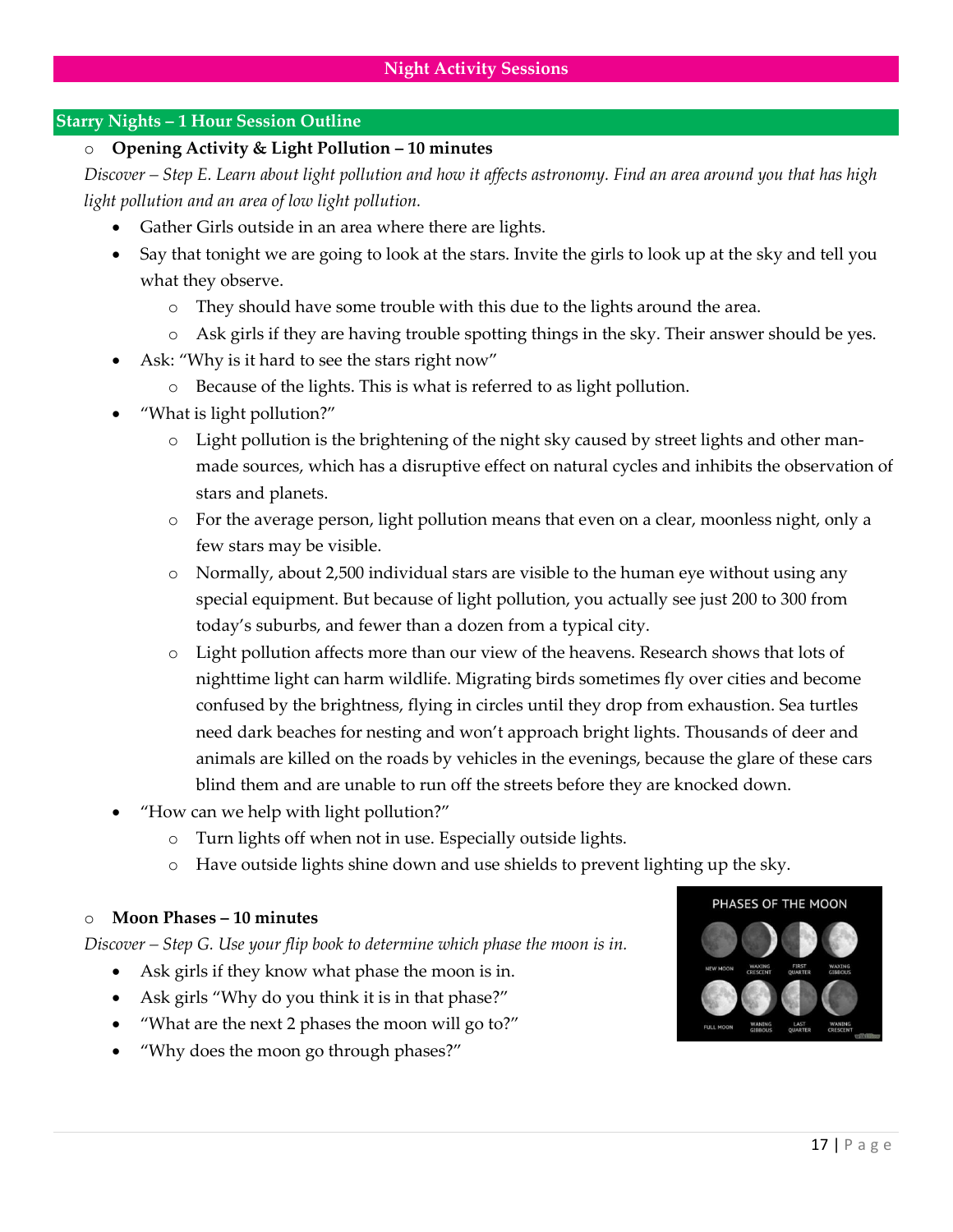# Night Activity Sessions

## Starry Nights – 1 Hour Session Outline

- **Opening Activity & Light Pollution – 10 minutes**

*Discover – Step E. Learn about light pollution and how it affects astronomy. Find an area around you that has high light pollution and an area of low light pollution.*

- Gather Girls outside in an area where there are lights.
- Say that tonight we are going to look at the stars. Invite the girls to look up at the sky and tell you what they observe.
  - They should have some trouble with this due to the lights around the area.
  - Ask girls if they are having trouble spotting things in the sky. Their answer should be yes.
- Ask: "Why is it hard to see the stars right now"
  - Because of the lights. This is what is referred to as light pollution.
- "What is light pollution?"
  - Light pollution is the brightening of the night sky caused by street lights and other man-made sources, which has a disruptive effect on natural cycles and inhibits the observation of stars and planets.
  - For the average person, light pollution means that even on a clear, moonless night, only a few stars may be visible.
  - Normally, about 2,500 individual stars are visible to the human eye without using any special equipment. But because of light pollution, you actually see just 200 to 300 from today's suburbs, and fewer than a dozen from a typical city.
  - Light pollution affects more than our view of the heavens. Research shows that lots of nighttime light can harm wildlife. Migrating birds sometimes fly over cities and become confused by the brightness, flying in circles until they drop from exhaustion. Sea turtles need dark beaches for nesting and won't approach bright lights. Thousands of deer and animals are killed on the roads by vehicles in the evenings, because the glare of these cars blind them and are unable to run off the streets before they are knocked down.
- "How can we help with light pollution?"
  - Turn lights off when not in use. Especially outside lights.
  - Have outside lights shine down and use shields to prevent lighting up the sky.

- **Moon Phases – 10 minutes**

*Discover – Step G. Use your flip book to determine which phase the moon is in.*

- Ask girls if they know what phase the moon is in.
- Ask girls "Why do you think it is in that phase?"
- "What are the next 2 phases the moon will go to?"
- "Why does the moon go through phases?"

PHASES OF THE MOON

NEW MOON, WAXING CRESCENT, FIRST QUARTER, WAXING GIBBOUS, FULL MOON, WANING GIBBOUS, LAST QUARTER, WANING CRESCENT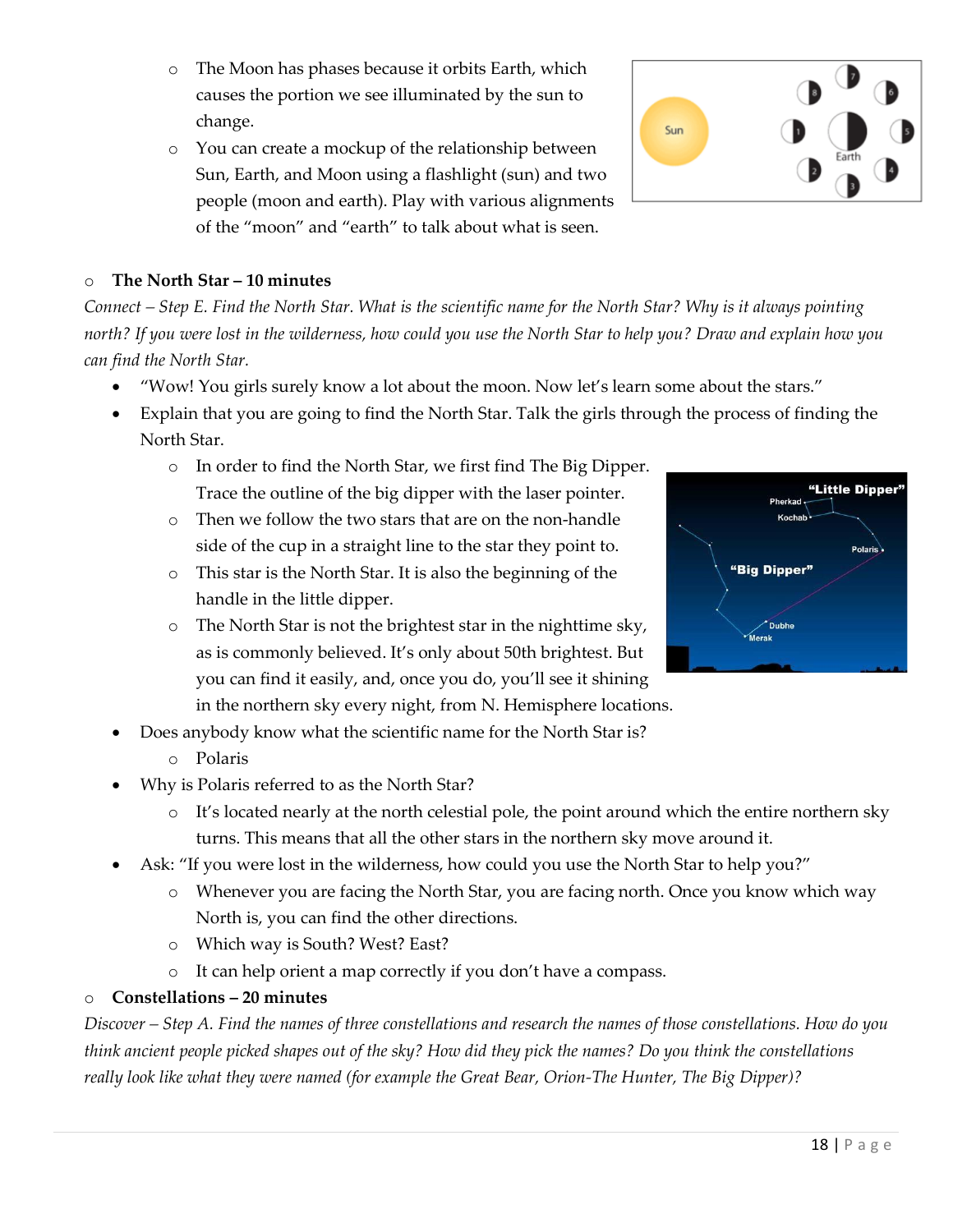- The Moon has phases because it orbits Earth, which causes the portion we see illuminated by the sun to change.
- You can create a mockup of the relationship between Sun, Earth, and Moon using a flashlight (sun) and two people (moon and earth). Play with various alignments of the "moon" and "earth" to talk about what is seen.

- **The North Star – 10 minutes**

*Connect – Step E. Find the North Star. What is the scientific name for the North Star? Why is it always pointing north? If you were lost in the wilderness, how could you use the North Star to help you? Draw and explain how you can find the North Star.*

- "Wow! You girls surely know a lot about the moon. Now let's learn some about the stars."
- Explain that you are going to find the North Star. Talk the girls through the process of finding the North Star.
  - In order to find the North Star, we first find The Big Dipper. Trace the outline of the big dipper with the laser pointer.
  - Then we follow the two stars that are on the non-handle side of the cup in a straight line to the star they point to.
  - This star is the North Star. It is also the beginning of the handle in the little dipper.
  - The North Star is not the brightest star in the nighttime sky, as is commonly believed. It's only about 50th brightest. But you can find it easily, and, once you do, you'll see it shining in the northern sky every night, from N. Hemisphere locations.
- Does anybody know what the scientific name for the North Star is?
  - Polaris
- Why is Polaris referred to as the North Star?
  - It's located nearly at the north celestial pole, the point around which the entire northern sky turns. This means that all the other stars in the northern sky move around it.
- Ask: "If you were lost in the wilderness, how could you use the North Star to help you?"
  - Whenever you are facing the North Star, you are facing north. Once you know which way North is, you can find the other directions.
  - Which way is South? West? East?
  - It can help orient a map correctly if you don't have a compass.

- **Constellations – 20 minutes**

*Discover – Step A. Find the names of three constellations and research the names of those constellations. How do you think ancient people picked shapes out of the sky? How did they pick the names? Do you think the constellations really look like what they were named (for example the Great Bear, Orion-The Hunter, The Big Dipper)?*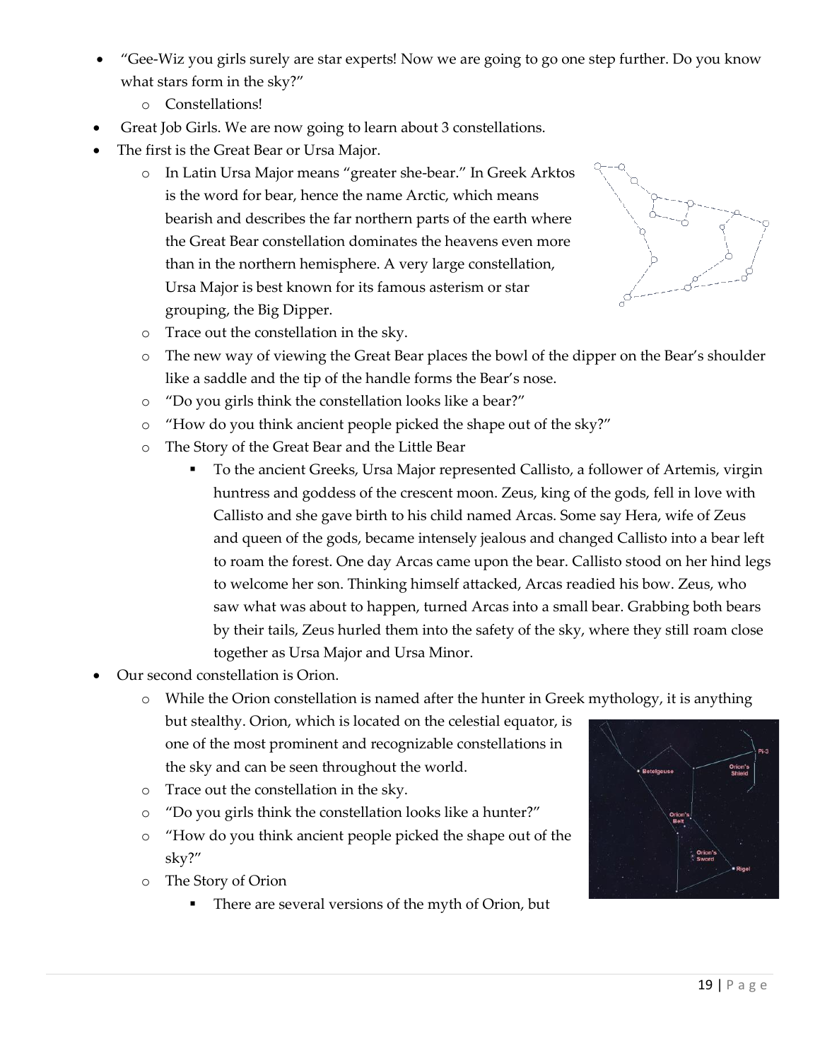- "Gee-Wiz you girls surely are star experts! Now we are going to go one step further. Do you know what stars form in the sky?"
  - Constellations!
- Great Job Girls. We are now going to learn about 3 constellations.
- The first is the Great Bear or Ursa Major.
  - In Latin Ursa Major means "greater she-bear." In Greek Arktos is the word for bear, hence the name Arctic, which means bearish and describes the far northern parts of the earth where the Great Bear constellation dominates the heavens even more than in the northern hemisphere. A very large constellation, Ursa Major is best known for its famous asterism or star grouping, the Big Dipper.
  - Trace out the constellation in the sky.
  - The new way of viewing the Great Bear places the bowl of the dipper on the Bear's shoulder like a saddle and the tip of the handle forms the Bear's nose.
  - "Do you girls think the constellation looks like a bear?"
  - "How do you think ancient people picked the shape out of the sky?"
  - The Story of the Great Bear and the Little Bear
    - To the ancient Greeks, Ursa Major represented Callisto, a follower of Artemis, virgin huntress and goddess of the crescent moon. Zeus, king of the gods, fell in love with Callisto and she gave birth to his child named Arcas. Some say Hera, wife of Zeus and queen of the gods, became intensely jealous and changed Callisto into a bear left to roam the forest. One day Arcas came upon the bear. Callisto stood on her hind legs to welcome her son. Thinking himself attacked, Arcas readied his bow. Zeus, who saw what was about to happen, turned Arcas into a small bear. Grabbing both bears by their tails, Zeus hurled them into the safety of the sky, where they still roam close together as Ursa Major and Ursa Minor.
- Our second constellation is Orion.
  - While the Orion constellation is named after the hunter in Greek mythology, it is anything but stealthy. Orion, which is located on the celestial equator, is one of the most prominent and recognizable constellations in the sky and can be seen throughout the world.
  - Trace out the constellation in the sky.
  - "Do you girls think the constellation looks like a hunter?"
  - "How do you think ancient people picked the shape out of the sky?"
  - The Story of Orion
    - There are several versions of the myth of Orion, but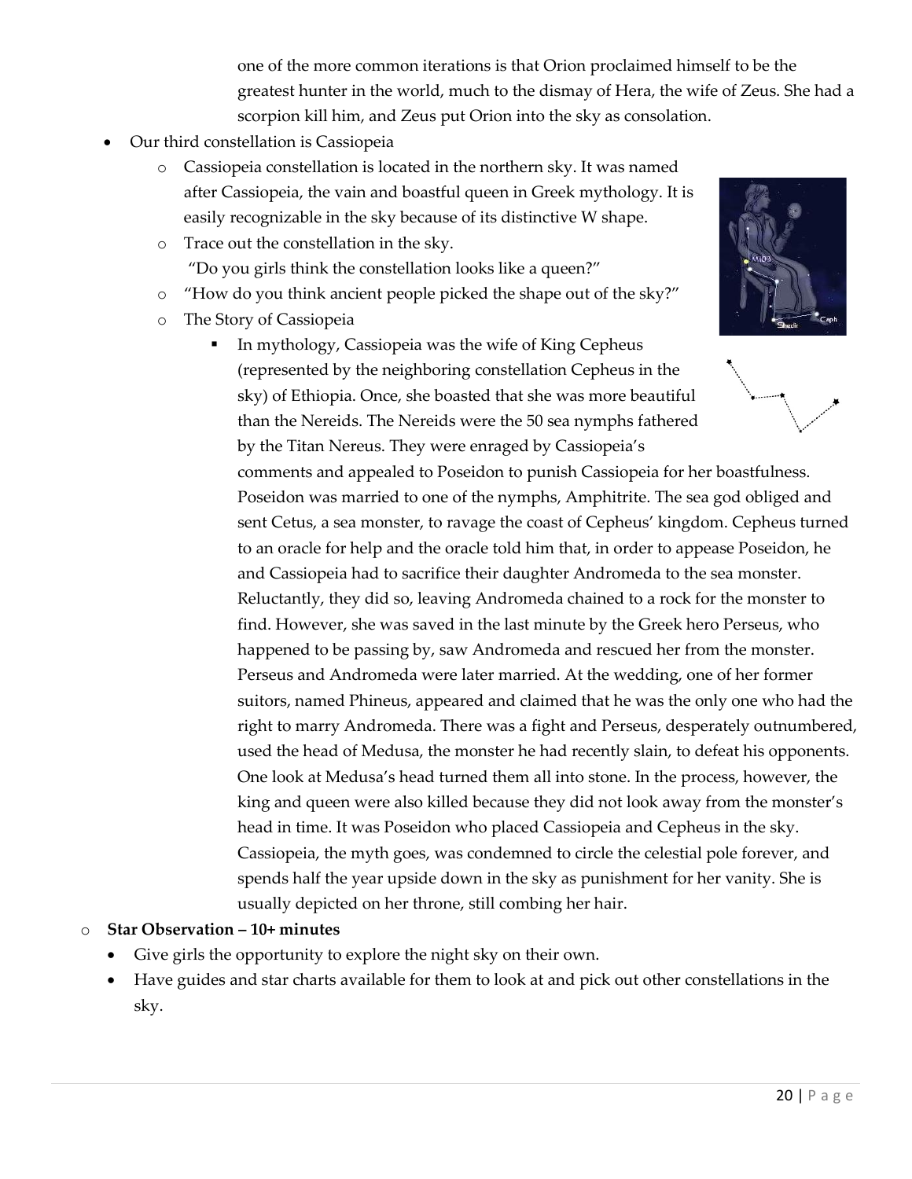one of the more common iterations is that Orion proclaimed himself to be the greatest hunter in the world, much to the dismay of Hera, the wife of Zeus. She had a scorpion kill him, and Zeus put Orion into the sky as consolation.

- Our third constellation is Cassiopeia
  - Cassiopeia constellation is located in the northern sky. It was named after Cassiopeia, the vain and boastful queen in Greek mythology. It is easily recognizable in the sky because of its distinctive W shape.
  - Trace out the constellation in the sky.
    "Do you girls think the constellation looks like a queen?"
  - "How do you think ancient people picked the shape out of the sky?"
  - The Story of Cassiopeia
    - In mythology, Cassiopeia was the wife of King Cepheus (represented by the neighboring constellation Cepheus in the sky) of Ethiopia. Once, she boasted that she was more beautiful than the Nereids. The Nereids were the 50 sea nymphs fathered by the Titan Nereus. They were enraged by Cassiopeia's comments and appealed to Poseidon to punish Cassiopeia for her boastfulness. Poseidon was married to one of the nymphs, Amphitrite. The sea god obliged and sent Cetus, a sea monster, to ravage the coast of Cepheus' kingdom. Cepheus turned to an oracle for help and the oracle told him that, in order to appease Poseidon, he and Cassiopeia had to sacrifice their daughter Andromeda to the sea monster. Reluctantly, they did so, leaving Andromeda chained to a rock for the monster to find. However, she was saved in the last minute by the Greek hero Perseus, who happened to be passing by, saw Andromeda and rescued her from the monster. Perseus and Andromeda were later married. At the wedding, one of her former suitors, named Phineus, appeared and claimed that he was the only one who had the right to marry Andromeda. There was a fight and Perseus, desperately outnumbered, used the head of Medusa, the monster he had recently slain, to defeat his opponents. One look at Medusa's head turned them all into stone. In the process, however, the king and queen were also killed because they did not look away from the monster's head in time. It was Poseidon who placed Cassiopeia and Cepheus in the sky. Cassiopeia, the myth goes, was condemned to circle the celestial pole forever, and spends half the year upside down in the sky as punishment for her vanity. She is usually depicted on her throne, still combing her hair.

- **Star Observation – 10+ minutes**
  - Give girls the opportunity to explore the night sky on their own.
  - Have guides and star charts available for them to look at and pick out other constellations in the sky.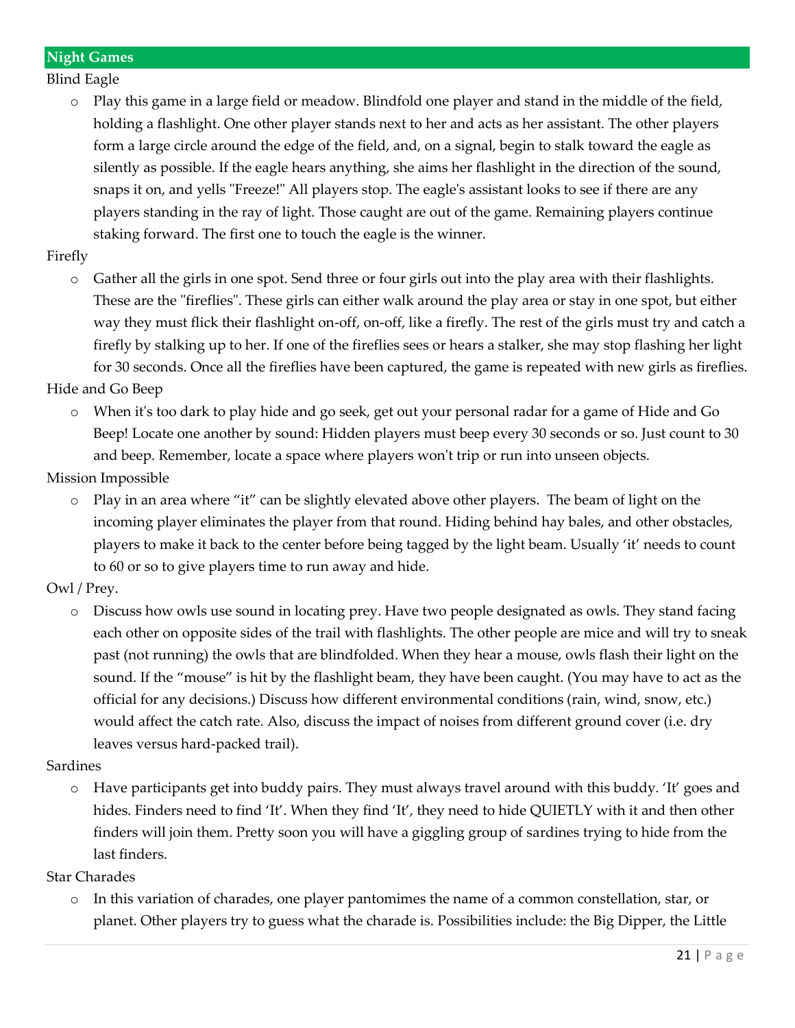## Night Games

Blind Eagle

- Play this game in a large field or meadow. Blindfold one player and stand in the middle of the field, holding a flashlight. One other player stands next to her and acts as her assistant. The other players form a large circle around the edge of the field, and, on a signal, begin to stalk toward the eagle as silently as possible. If the eagle hears anything, she aims her flashlight in the direction of the sound, snaps it on, and yells "Freeze!" All players stop. The eagle's assistant looks to see if there are any players standing in the ray of light. Those caught are out of the game. Remaining players continue staking forward. The first one to touch the eagle is the winner.

Firefly

- Gather all the girls in one spot. Send three or four girls out into the play area with their flashlights. These are the "fireflies". These girls can either walk around the play area or stay in one spot, but either way they must flick their flashlight on-off, on-off, like a firefly. The rest of the girls must try and catch a firefly by stalking up to her. If one of the fireflies sees or hears a stalker, she may stop flashing her light for 30 seconds. Once all the fireflies have been captured, the game is repeated with new girls as fireflies.

Hide and Go Beep

- When it's too dark to play hide and go seek, get out your personal radar for a game of Hide and Go Beep! Locate one another by sound: Hidden players must beep every 30 seconds or so. Just count to 30 and beep. Remember, locate a space where players won't trip or run into unseen objects.

Mission Impossible

- Play in an area where "it" can be slightly elevated above other players. The beam of light on the incoming player eliminates the player from that round. Hiding behind hay bales, and other obstacles, players to make it back to the center before being tagged by the light beam. Usually 'it' needs to count to 60 or so to give players time to run away and hide.

Owl / Prey.

- Discuss how owls use sound in locating prey. Have two people designated as owls. They stand facing each other on opposite sides of the trail with flashlights. The other people are mice and will try to sneak past (not running) the owls that are blindfolded. When they hear a mouse, owls flash their light on the sound. If the "mouse" is hit by the flashlight beam, they have been caught. (You may have to act as the official for any decisions.) Discuss how different environmental conditions (rain, wind, snow, etc.) would affect the catch rate. Also, discuss the impact of noises from different ground cover (i.e. dry leaves versus hard-packed trail).

Sardines

- Have participants get into buddy pairs. They must always travel around with this buddy. 'It' goes and hides. Finders need to find 'It'. When they find 'It', they need to hide QUIETLY with it and then other finders will join them. Pretty soon you will have a giggling group of sardines trying to hide from the last finders.

Star Charades

- In this variation of charades, one player pantomimes the name of a common constellation, star, or planet. Other players try to guess what the charade is. Possibilities include: the Big Dipper, the Little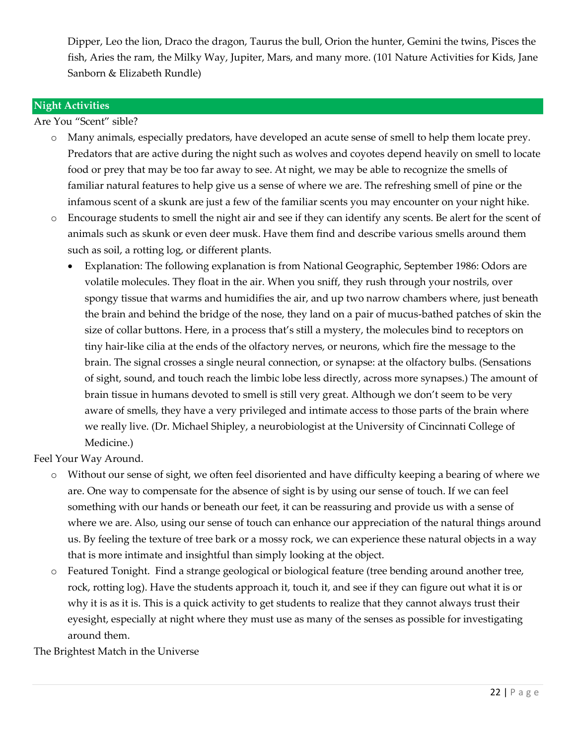Dipper, Leo the lion, Draco the dragon, Taurus the bull, Orion the hunter, Gemini the twins, Pisces the fish, Aries the ram, the Milky Way, Jupiter, Mars, and many more. (101 Nature Activities for Kids, Jane Sanborn & Elizabeth Rundle)

## Night Activities

Are You "Scent" sible?

- Many animals, especially predators, have developed an acute sense of smell to help them locate prey. Predators that are active during the night such as wolves and coyotes depend heavily on smell to locate food or prey that may be too far away to see. At night, we may be able to recognize the smells of familiar natural features to help give us a sense of where we are. The refreshing smell of pine or the infamous scent of a skunk are just a few of the familiar scents you may encounter on your night hike.
- Encourage students to smell the night air and see if they can identify any scents. Be alert for the scent of animals such as skunk or even deer musk. Have them find and describe various smells around them such as soil, a rotting log, or different plants.
  - Explanation: The following explanation is from National Geographic, September 1986: Odors are volatile molecules. They float in the air. When you sniff, they rush through your nostrils, over spongy tissue that warms and humidifies the air, and up two narrow chambers where, just beneath the brain and behind the bridge of the nose, they land on a pair of mucus-bathed patches of skin the size of collar buttons. Here, in a process that's still a mystery, the molecules bind to receptors on tiny hair-like cilia at the ends of the olfactory nerves, or neurons, which fire the message to the brain. The signal crosses a single neural connection, or synapse: at the olfactory bulbs. (Sensations of sight, sound, and touch reach the limbic lobe less directly, across more synapses.) The amount of brain tissue in humans devoted to smell is still very great. Although we don't seem to be very aware of smells, they have a very privileged and intimate access to those parts of the brain where we really live. (Dr. Michael Shipley, a neurobiologist at the University of Cincinnati College of Medicine.)

Feel Your Way Around.

- Without our sense of sight, we often feel disoriented and have difficulty keeping a bearing of where we are. One way to compensate for the absence of sight is by using our sense of touch. If we can feel something with our hands or beneath our feet, it can be reassuring and provide us with a sense of where we are. Also, using our sense of touch can enhance our appreciation of the natural things around us. By feeling the texture of tree bark or a mossy rock, we can experience these natural objects in a way that is more intimate and insightful than simply looking at the object.
- Featured Tonight. Find a strange geological or biological feature (tree bending around another tree, rock, rotting log). Have the students approach it, touch it, and see if they can figure out what it is or why it is as it is. This is a quick activity to get students to realize that they cannot always trust their eyesight, especially at night where they must use as many of the senses as possible for investigating around them.

The Brightest Match in the Universe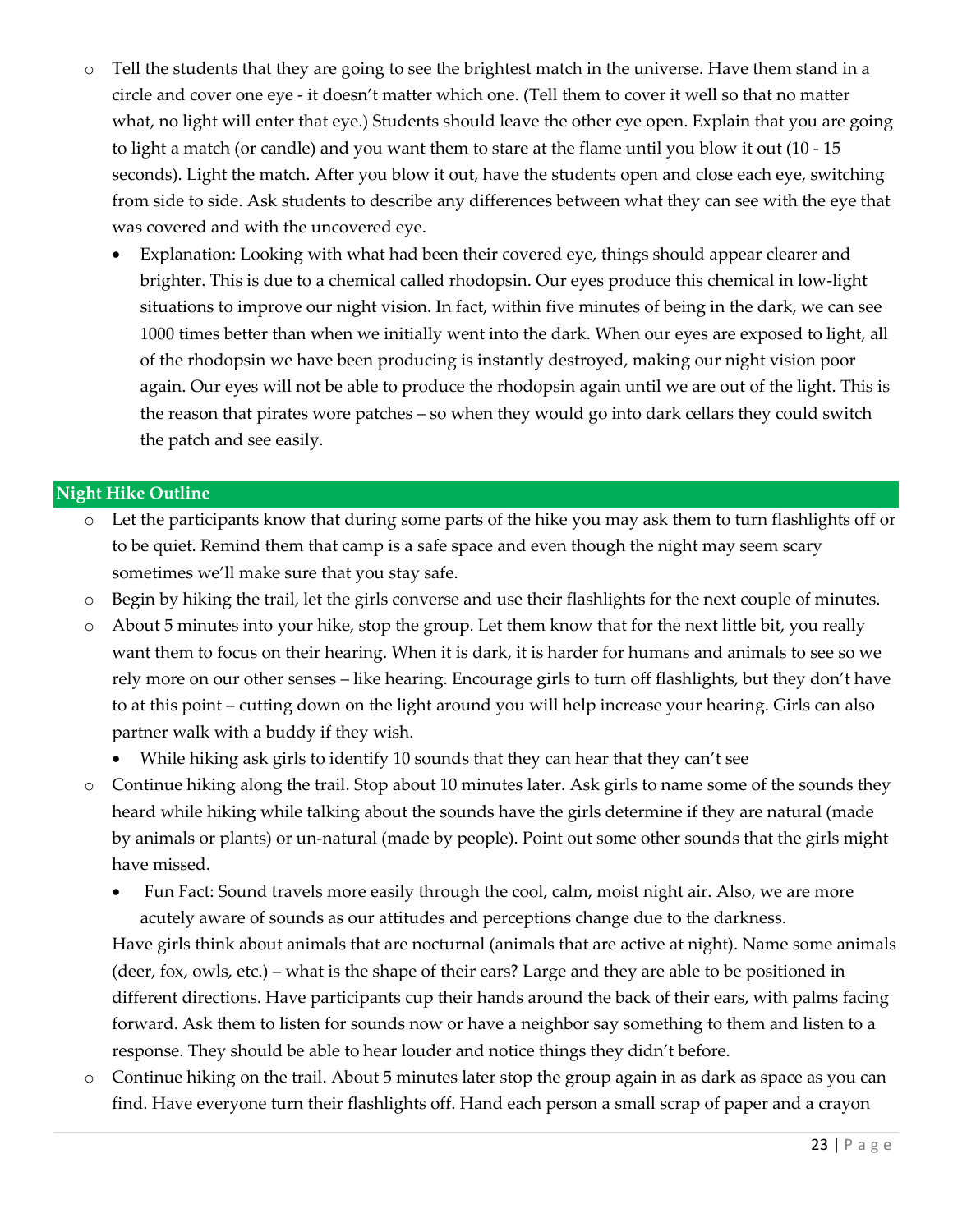- Tell the students that they are going to see the brightest match in the universe. Have them stand in a circle and cover one eye - it doesn't matter which one. (Tell them to cover it well so that no matter what, no light will enter that eye.) Students should leave the other eye open. Explain that you are going to light a match (or candle) and you want them to stare at the flame until you blow it out (10 - 15 seconds). Light the match. After you blow it out, have the students open and close each eye, switching from side to side. Ask students to describe any differences between what they can see with the eye that was covered and with the uncovered eye.
  - Explanation: Looking with what had been their covered eye, things should appear clearer and brighter. This is due to a chemical called rhodopsin. Our eyes produce this chemical in low-light situations to improve our night vision. In fact, within five minutes of being in the dark, we can see 1000 times better than when we initially went into the dark. When our eyes are exposed to light, all of the rhodopsin we have been producing is instantly destroyed, making our night vision poor again. Our eyes will not be able to produce the rhodopsin again until we are out of the light. This is the reason that pirates wore patches – so when they would go into dark cellars they could switch the patch and see easily.

## Night Hike Outline

- Let the participants know that during some parts of the hike you may ask them to turn flashlights off or to be quiet. Remind them that camp is a safe space and even though the night may seem scary sometimes we'll make sure that you stay safe.
- Begin by hiking the trail, let the girls converse and use their flashlights for the next couple of minutes.
- About 5 minutes into your hike, stop the group. Let them know that for the next little bit, you really want them to focus on their hearing. When it is dark, it is harder for humans and animals to see so we rely more on our other senses – like hearing. Encourage girls to turn off flashlights, but they don't have to at this point – cutting down on the light around you will help increase your hearing. Girls can also partner walk with a buddy if they wish.
  - While hiking ask girls to identify 10 sounds that they can hear that they can't see
- Continue hiking along the trail. Stop about 10 minutes later. Ask girls to name some of the sounds they heard while hiking while talking about the sounds have the girls determine if they are natural (made by animals or plants) or un-natural (made by people). Point out some other sounds that the girls might have missed.
  - Fun Fact: Sound travels more easily through the cool, calm, moist night air. Also, we are more acutely aware of sounds as our attitudes and perceptions change due to the darkness.

  Have girls think about animals that are nocturnal (animals that are active at night). Name some animals (deer, fox, owls, etc.) – what is the shape of their ears? Large and they are able to be positioned in different directions. Have participants cup their hands around the back of their ears, with palms facing forward. Ask them to listen for sounds now or have a neighbor say something to them and listen to a response. They should be able to hear louder and notice things they didn't before.
- Continue hiking on the trail. About 5 minutes later stop the group again in as dark as space as you can find. Have everyone turn their flashlights off. Hand each person a small scrap of paper and a crayon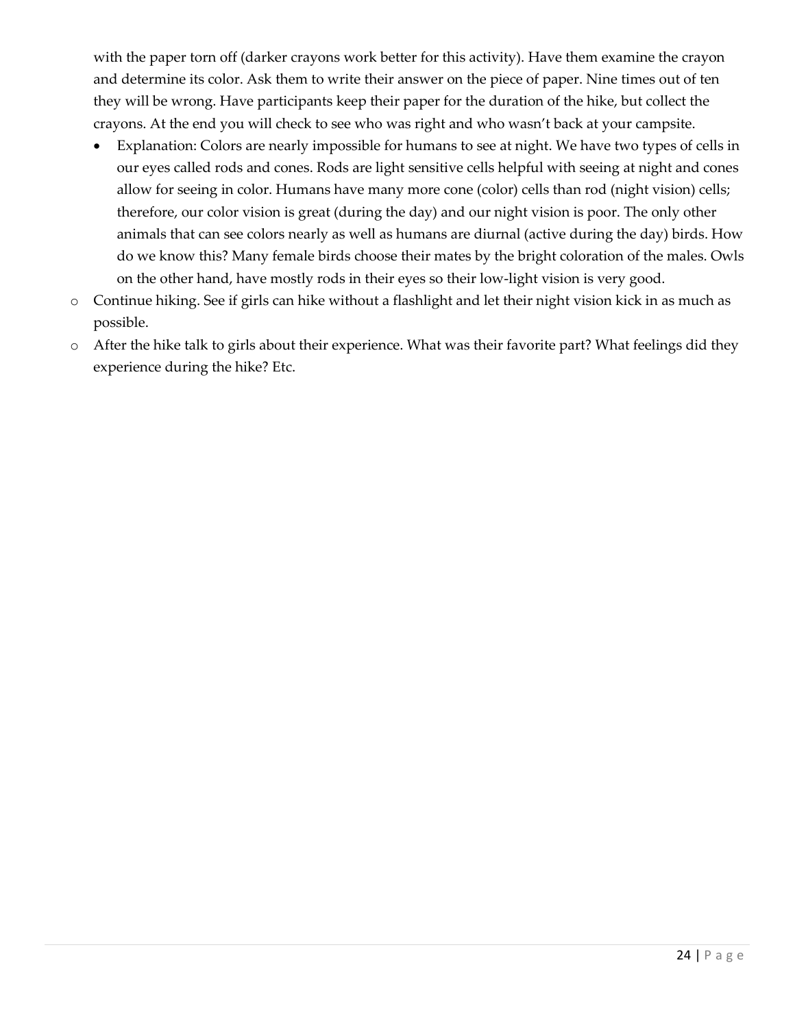with the paper torn off (darker crayons work better for this activity). Have them examine the crayon and determine its color. Ask them to write their answer on the piece of paper. Nine times out of ten they will be wrong. Have participants keep their paper for the duration of the hike, but collect the crayons. At the end you will check to see who was right and who wasn't back at your campsite.

  - Explanation: Colors are nearly impossible for humans to see at night. We have two types of cells in our eyes called rods and cones. Rods are light sensitive cells helpful with seeing at night and cones allow for seeing in color. Humans have many more cone (color) cells than rod (night vision) cells; therefore, our color vision is great (during the day) and our night vision is poor. The only other animals that can see colors nearly as well as humans are diurnal (active during the day) birds. How do we know this? Many female birds choose their mates by the bright coloration of the males. Owls on the other hand, have mostly rods in their eyes so their low-light vision is very good.

- Continue hiking. See if girls can hike without a flashlight and let their night vision kick in as much as possible.
- After the hike talk to girls about their experience. What was their favorite part? What feelings did they experience during the hike? Etc.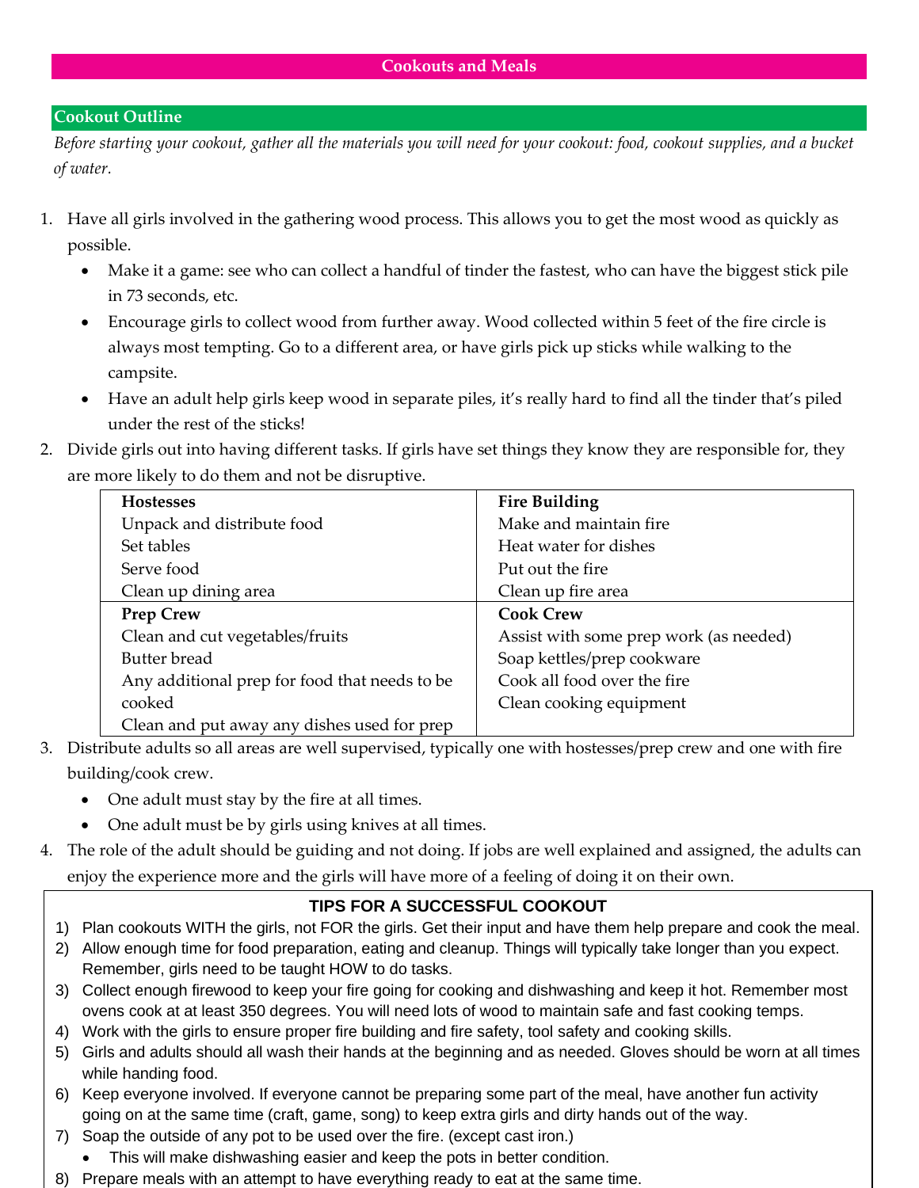# Cookouts and Meals

## Cookout Outline

*Before starting your cookout, gather all the materials you will need for your cookout: food, cookout supplies, and a bucket of water.*

1. Have all girls involved in the gathering wood process. This allows you to get the most wood as quickly as possible.
   - Make it a game: see who can collect a handful of tinder the fastest, who can have the biggest stick pile in 73 seconds, etc.
   - Encourage girls to collect wood from further away. Wood collected within 5 feet of the fire circle is always most tempting. Go to a different area, or have girls pick up sticks while walking to the campsite.
   - Have an adult help girls keep wood in separate piles, it's really hard to find all the tinder that's piled under the rest of the sticks!
2. Divide girls out into having different tasks. If girls have set things they know they are responsible for, they are more likely to do them and not be disruptive.

| **Hostesses** | **Fire Building** |
|---|---|
| Unpack and distribute food<br>Set tables<br>Serve food<br>Clean up dining area | Make and maintain fire<br>Heat water for dishes<br>Put out the fire<br>Clean up fire area |
| **Prep Crew** | **Cook Crew** |
| Clean and cut vegetables/fruits<br>Butter bread<br>Any additional prep for food that needs to be cooked<br>Clean and put away any dishes used for prep | Assist with some prep work (as needed)<br>Soap kettles/prep cookware<br>Cook all food over the fire<br>Clean cooking equipment |

3. Distribute adults so all areas are well supervised, typically one with hostesses/prep crew and one with fire building/cook crew.
   - One adult must stay by the fire at all times.
   - One adult must be by girls using knives at all times.
4. The role of the adult should be guiding and not doing. If jobs are well explained and assigned, the adults can enjoy the experience more and the girls will have more of a feeling of doing it on their own.

### TIPS FOR A SUCCESSFUL COOKOUT

1) Plan cookouts WITH the girls, not FOR the girls. Get their input and have them help prepare and cook the meal.
2) Allow enough time for food preparation, eating and cleanup. Things will typically take longer than you expect. Remember, girls need to be taught HOW to do tasks.
3) Collect enough firewood to keep your fire going for cooking and dishwashing and keep it hot. Remember most ovens cook at at least 350 degrees. You will need lots of wood to maintain safe and fast cooking temps.
4) Work with the girls to ensure proper fire building and fire safety, tool safety and cooking skills.
5) Girls and adults should all wash their hands at the beginning and as needed. Gloves should be worn at all times while handing food.
6) Keep everyone involved. If everyone cannot be preparing some part of the meal, have another fun activity going on at the same time (craft, game, song) to keep extra girls and dirty hands out of the way.
7) Soap the outside of any pot to be used over the fire. (except cast iron.)
   - This will make dishwashing easier and keep the pots in better condition.
8) Prepare meals with an attempt to have everything ready to eat at the same time.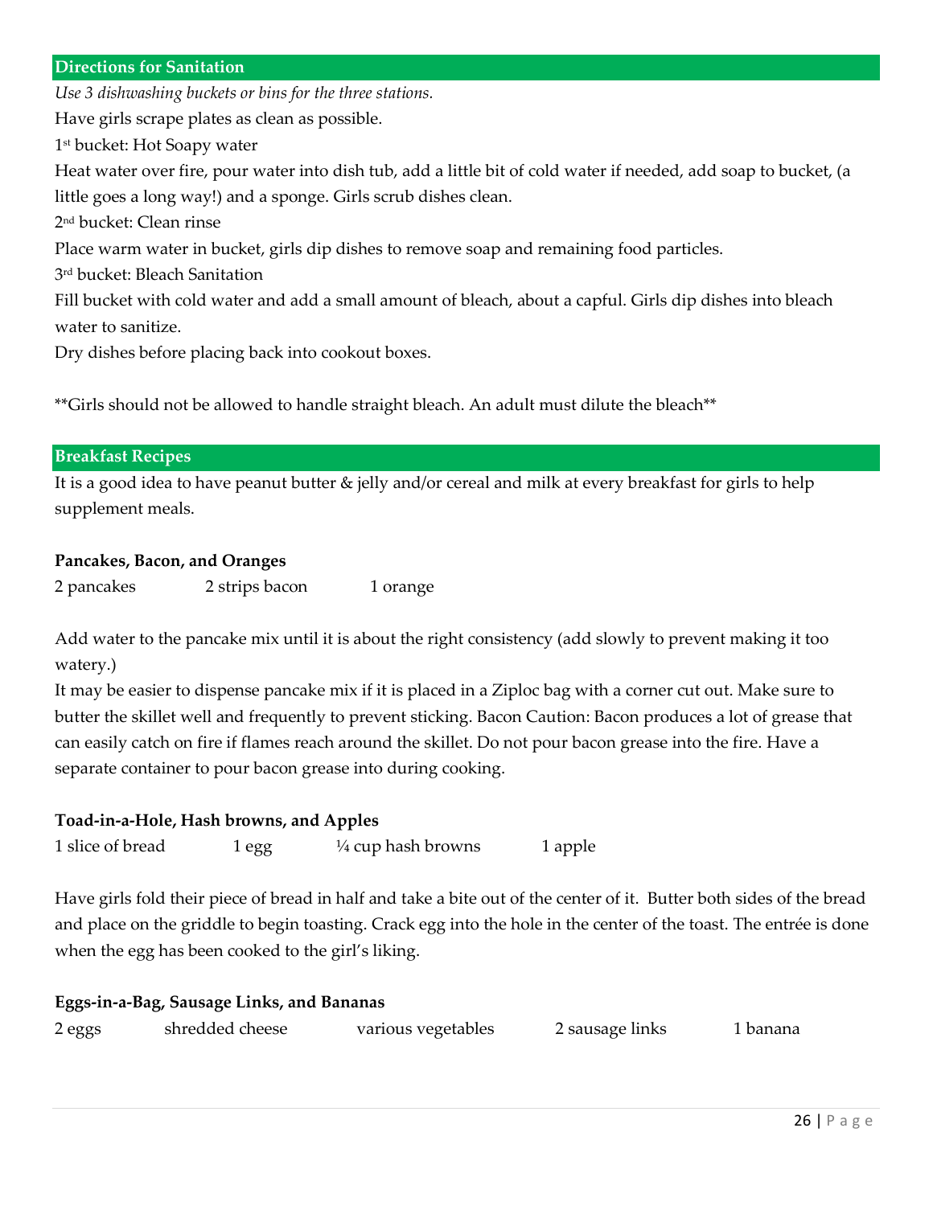## Directions for Sanitation

*Use 3 dishwashing buckets or bins for the three stations.*

Have girls scrape plates as clean as possible.

1st bucket: Hot Soapy water

Heat water over fire, pour water into dish tub, add a little bit of cold water if needed, add soap to bucket, (a little goes a long way!) and a sponge. Girls scrub dishes clean.

2nd bucket: Clean rinse

Place warm water in bucket, girls dip dishes to remove soap and remaining food particles.

3rd bucket: Bleach Sanitation

Fill bucket with cold water and add a small amount of bleach, about a capful. Girls dip dishes into bleach water to sanitize.

Dry dishes before placing back into cookout boxes.

**Girls should not be allowed to handle straight bleach. An adult must dilute the bleach**

## Breakfast Recipes

It is a good idea to have peanut butter & jelly and/or cereal and milk at every breakfast for girls to help supplement meals.

### Pancakes, Bacon, and Oranges

2 pancakes    2 strips bacon    1 orange

Add water to the pancake mix until it is about the right consistency (add slowly to prevent making it too watery.)

It may be easier to dispense pancake mix if it is placed in a Ziploc bag with a corner cut out. Make sure to butter the skillet well and frequently to prevent sticking. Bacon Caution: Bacon produces a lot of grease that can easily catch on fire if flames reach around the skillet. Do not pour bacon grease into the fire. Have a separate container to pour bacon grease into during cooking.

### Toad-in-a-Hole, Hash browns, and Apples

1 slice of bread    1 egg    ¼ cup hash browns    1 apple

Have girls fold their piece of bread in half and take a bite out of the center of it. Butter both sides of the bread and place on the griddle to begin toasting. Crack egg into the hole in the center of the toast. The entrée is done when the egg has been cooked to the girl's liking.

### Eggs-in-a-Bag, Sausage Links, and Bananas

2 eggs    shredded cheese    various vegetables    2 sausage links    1 banana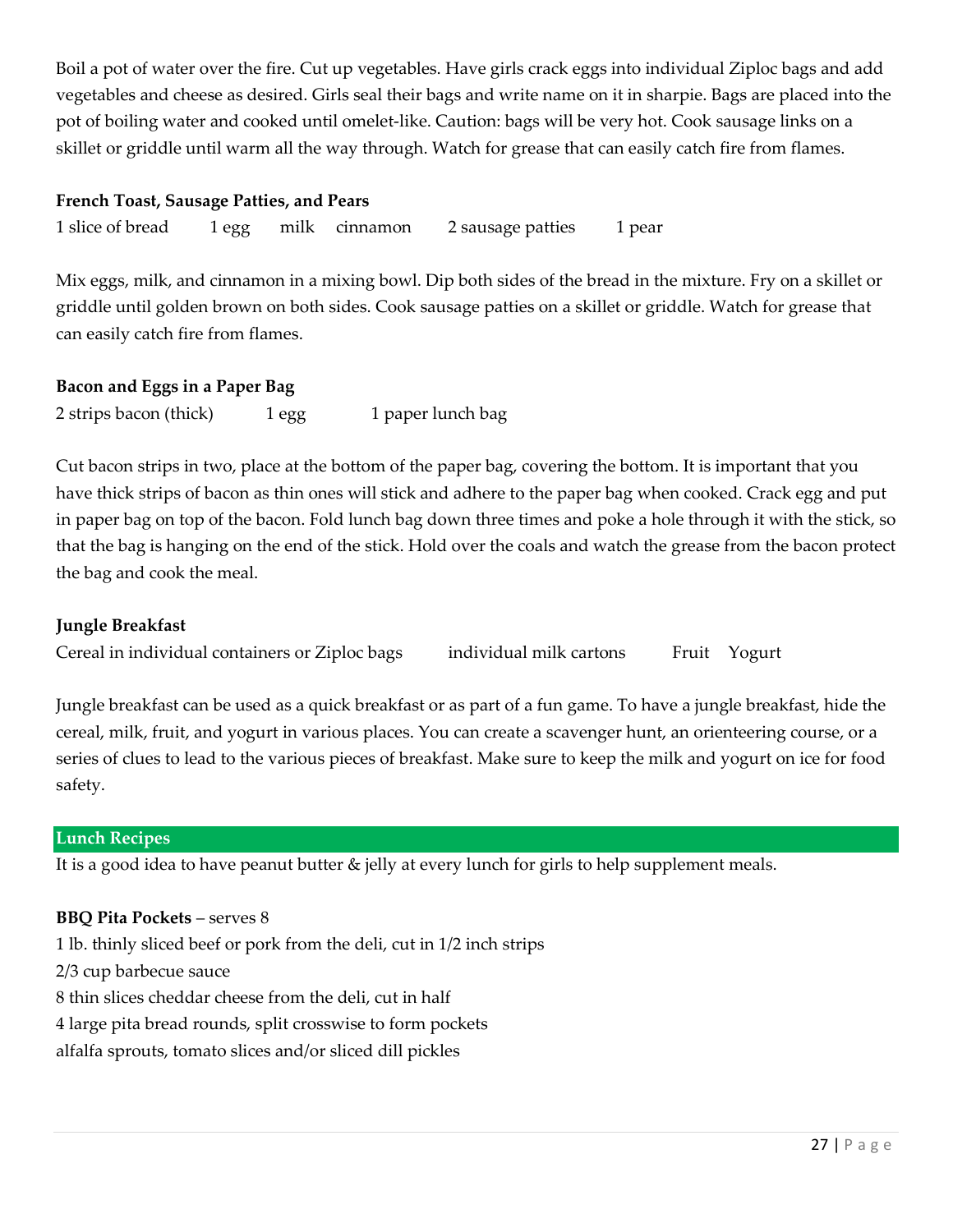Boil a pot of water over the fire. Cut up vegetables. Have girls crack eggs into individual Ziploc bags and add vegetables and cheese as desired. Girls seal their bags and write name on it in sharpie. Bags are placed into the pot of boiling water and cooked until omelet-like. Caution: bags will be very hot. Cook sausage links on a skillet or griddle until warm all the way through. Watch for grease that can easily catch fire from flames.

**French Toast, Sausage Patties, and Pears**

1 slice of bread    1 egg    milk    cinnamon    2 sausage patties    1 pear

Mix eggs, milk, and cinnamon in a mixing bowl. Dip both sides of the bread in the mixture. Fry on a skillet or griddle until golden brown on both sides. Cook sausage patties on a skillet or griddle. Watch for grease that can easily catch fire from flames.

**Bacon and Eggs in a Paper Bag**

2 strips bacon (thick)    1 egg    1 paper lunch bag

Cut bacon strips in two, place at the bottom of the paper bag, covering the bottom. It is important that you have thick strips of bacon as thin ones will stick and adhere to the paper bag when cooked. Crack egg and put in paper bag on top of the bacon. Fold lunch bag down three times and poke a hole through it with the stick, so that the bag is hanging on the end of the stick. Hold over the coals and watch the grease from the bacon protect the bag and cook the meal.

**Jungle Breakfast**

Cereal in individual containers or Ziploc bags    individual milk cartons    Fruit    Yogurt

Jungle breakfast can be used as a quick breakfast or as part of a fun game. To have a jungle breakfast, hide the cereal, milk, fruit, and yogurt in various places. You can create a scavenger hunt, an orienteering course, or a series of clues to lead to the various pieces of breakfast. Make sure to keep the milk and yogurt on ice for food safety.

## Lunch Recipes

It is a good idea to have peanut butter & jelly at every lunch for girls to help supplement meals.

**BBQ Pita Pockets** – serves 8

1 lb. thinly sliced beef or pork from the deli, cut in 1/2 inch strips
2/3 cup barbecue sauce
8 thin slices cheddar cheese from the deli, cut in half
4 large pita bread rounds, split crosswise to form pockets
alfalfa sprouts, tomato slices and/or sliced dill pickles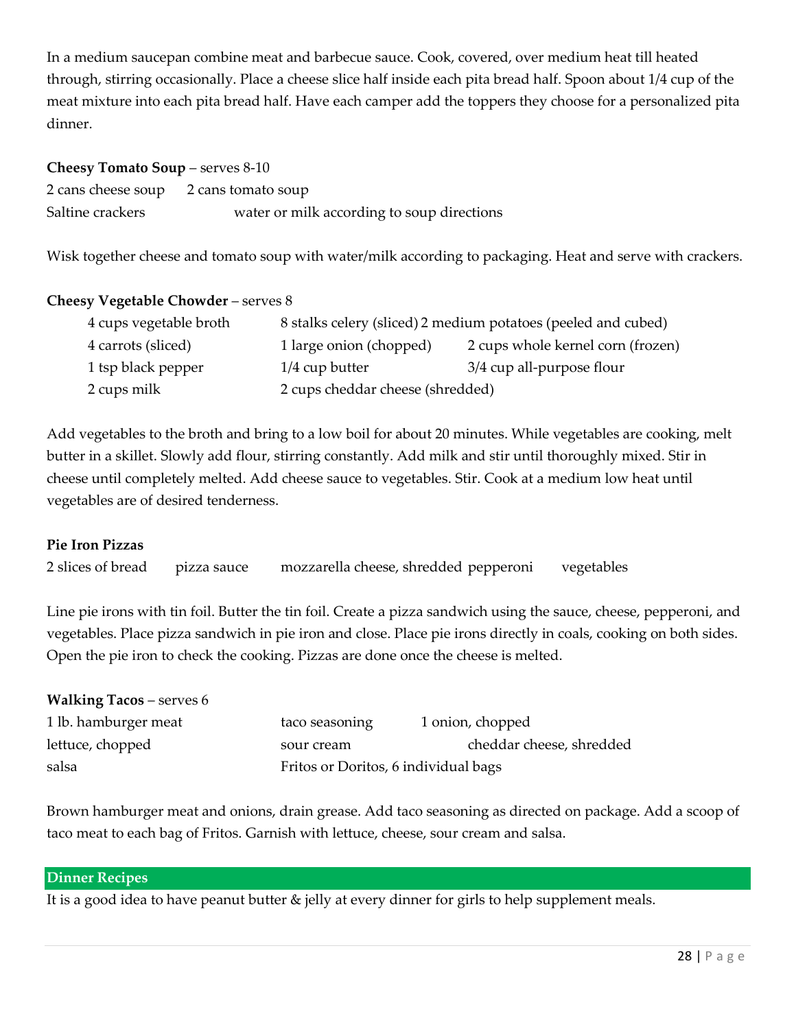In a medium saucepan combine meat and barbecue sauce. Cook, covered, over medium heat till heated through, stirring occasionally. Place a cheese slice half inside each pita bread half. Spoon about 1/4 cup of the meat mixture into each pita bread half. Have each camper add the toppers they choose for a personalized pita dinner.

**Cheesy Tomato Soup** – serves 8-10

2 cans cheese soup
2 cans tomato soup
Saltine crackers
water or milk according to soup directions

Wisk together cheese and tomato soup with water/milk according to packaging. Heat and serve with crackers.

**Cheesy Vegetable Chowder** – serves 8

- 4 cups vegetable broth
- 8 stalks celery (sliced)
- 2 medium potatoes (peeled and cubed)
- 4 carrots (sliced)
- 1 large onion (chopped)
- 2 cups whole kernel corn (frozen)
- 1 tsp black pepper
- 1/4 cup butter
- 3/4 cup all-purpose flour
- 2 cups milk
- 2 cups cheddar cheese (shredded)

Add vegetables to the broth and bring to a low boil for about 20 minutes. While vegetables are cooking, melt butter in a skillet. Slowly add flour, stirring constantly. Add milk and stir until thoroughly mixed. Stir in cheese until completely melted. Add cheese sauce to vegetables. Stir. Cook at a medium low heat until vegetables are of desired tenderness.

**Pie Iron Pizzas**

2 slices of bread
pizza sauce
mozzarella cheese, shredded
pepperoni
vegetables

Line pie irons with tin foil. Butter the tin foil. Create a pizza sandwich using the sauce, cheese, pepperoni, and vegetables. Place pizza sandwich in pie iron and close. Place pie irons directly in coals, cooking on both sides. Open the pie iron to check the cooking. Pizzas are done once the cheese is melted.

**Walking Tacos** – serves 6

- 1 lb. hamburger meat
- taco seasoning
- 1 onion, chopped
- lettuce, chopped
- sour cream
- cheddar cheese, shredded
- salsa
- Fritos or Doritos, 6 individual bags

Brown hamburger meat and onions, drain grease. Add taco seasoning as directed on package. Add a scoop of taco meat to each bag of Fritos. Garnish with lettuce, cheese, sour cream and salsa.

## Dinner Recipes

It is a good idea to have peanut butter & jelly at every dinner for girls to help supplement meals.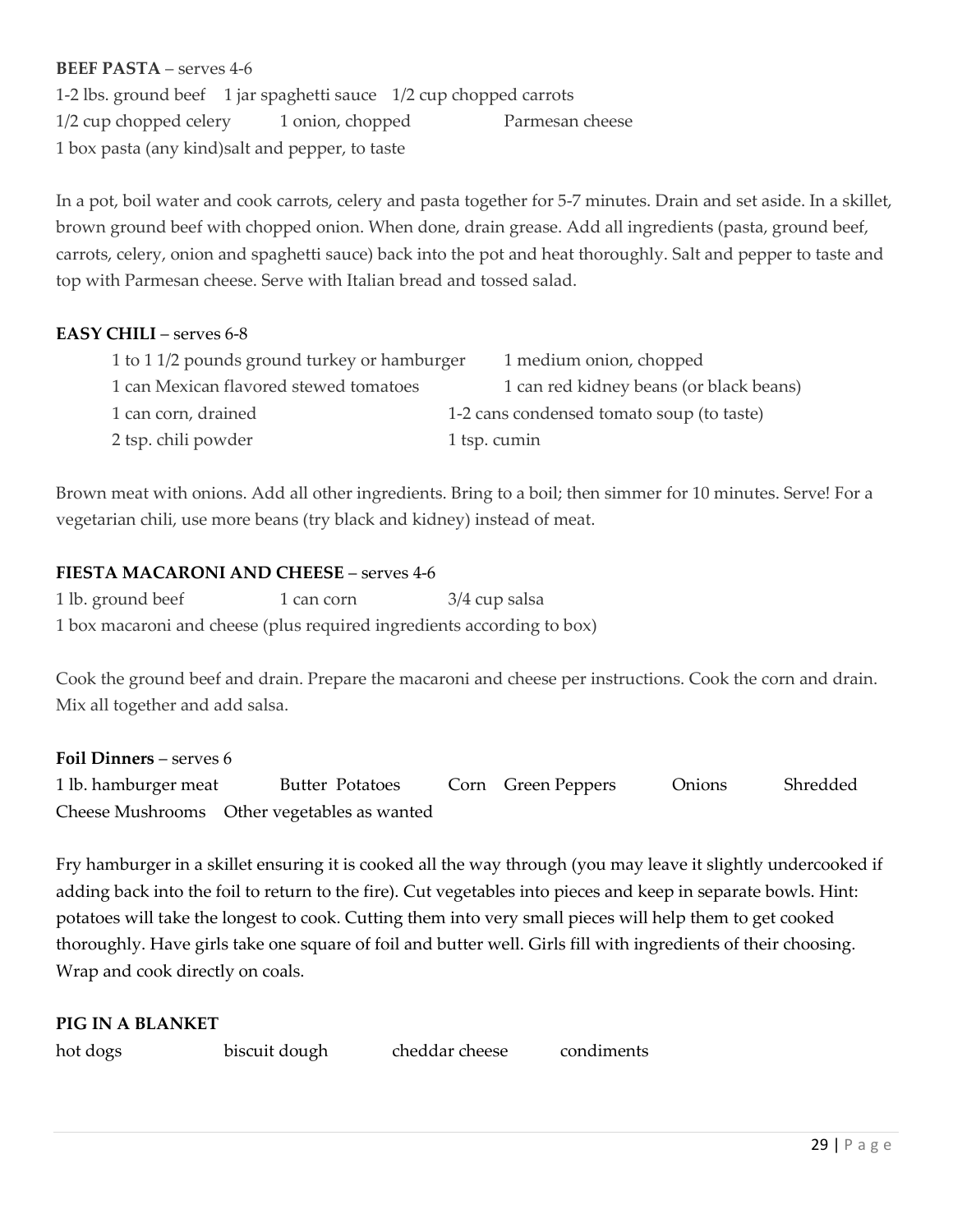**BEEF PASTA** – serves 4-6

1-2 lbs. ground beef    1 jar spaghetti sauce    1/2 cup chopped carrots
1/2 cup chopped celery    1 onion, chopped    Parmesan cheese
1 box pasta (any kind)salt and pepper, to taste

In a pot, boil water and cook carrots, celery and pasta together for 5-7 minutes. Drain and set aside. In a skillet, brown ground beef with chopped onion. When done, drain grease. Add all ingredients (pasta, ground beef, carrots, celery, onion and spaghetti sauce) back into the pot and heat thoroughly. Salt and pepper to taste and top with Parmesan cheese. Serve with Italian bread and tossed salad.

**EASY CHILI** – serves 6-8

1 to 1 1/2 pounds ground turkey or hamburger    1 medium onion, chopped
1 can Mexican flavored stewed tomatoes    1 can red kidney beans (or black beans)
1 can corn, drained    1-2 cans condensed tomato soup (to taste)
2 tsp. chili powder    1 tsp. cumin

Brown meat with onions. Add all other ingredients. Bring to a boil; then simmer for 10 minutes. Serve! For a vegetarian chili, use more beans (try black and kidney) instead of meat.

**FIESTA MACARONI AND CHEESE** – serves 4-6

1 lb. ground beef    1 can corn    3/4 cup salsa
1 box macaroni and cheese (plus required ingredients according to box)

Cook the ground beef and drain. Prepare the macaroni and cheese per instructions. Cook the corn and drain. Mix all together and add salsa.

**Foil Dinners** – serves 6

1 lb. hamburger meat    Butter    Potatoes    Corn    Green Peppers    Onions    Shredded Cheese    Mushrooms    Other vegetables as wanted

Fry hamburger in a skillet ensuring it is cooked all the way through (you may leave it slightly undercooked if adding back into the foil to return to the fire). Cut vegetables into pieces and keep in separate bowls. Hint: potatoes will take the longest to cook. Cutting them into very small pieces will help them to get cooked thoroughly. Have girls take one square of foil and butter well. Girls fill with ingredients of their choosing. Wrap and cook directly on coals.

**PIG IN A BLANKET**

hot dogs    biscuit dough    cheddar cheese    condiments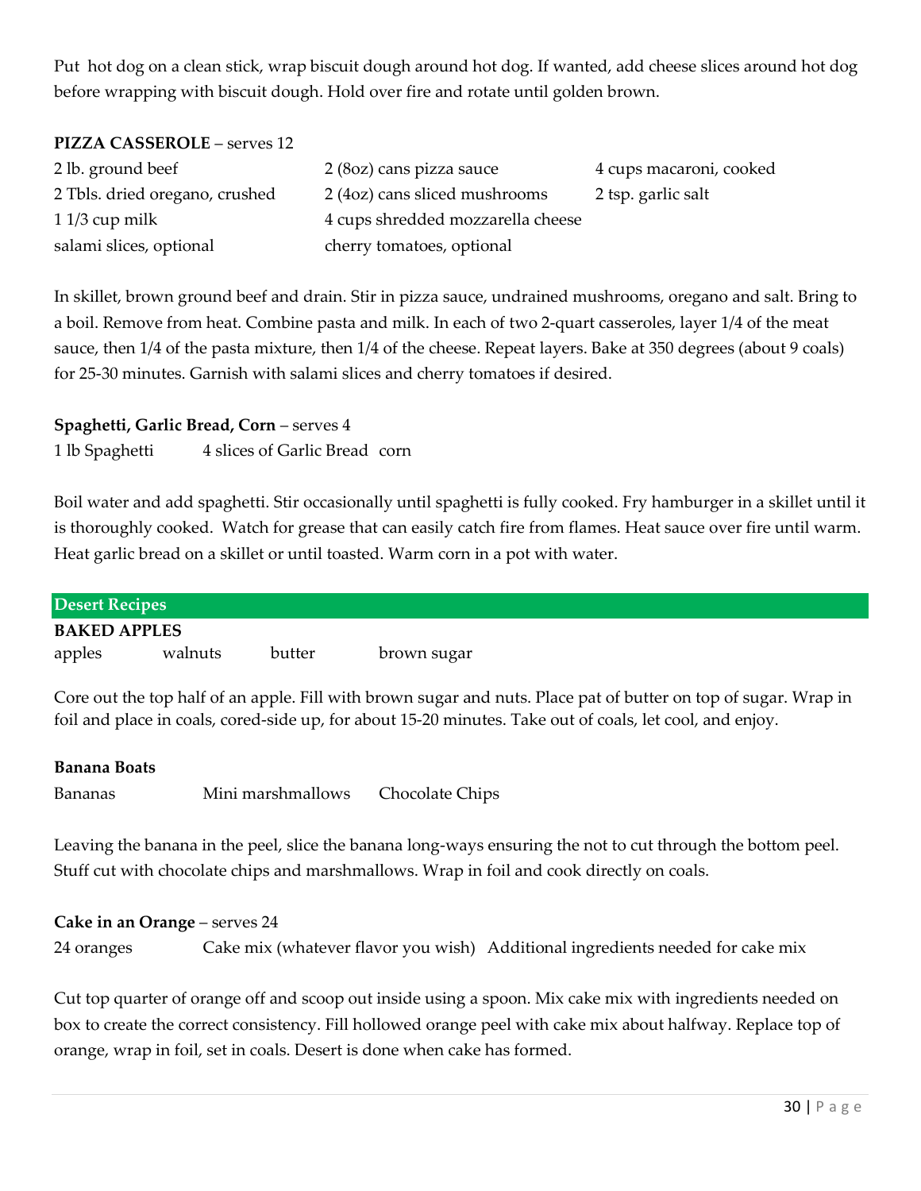Put hot dog on a clean stick, wrap biscuit dough around hot dog. If wanted, add cheese slices around hot dog before wrapping with biscuit dough. Hold over fire and rotate until golden brown.

**PIZZA CASSEROLE** – serves 12

| | | |
|---|---|---|
| 2 lb. ground beef | 2 (8oz) cans pizza sauce | 4 cups macaroni, cooked |
| 2 Tbls. dried oregano, crushed | 2 (4oz) cans sliced mushrooms | 2 tsp. garlic salt |
| 1 1/3 cup milk | 4 cups shredded mozzarella cheese | |
| salami slices, optional | cherry tomatoes, optional | |

In skillet, brown ground beef and drain. Stir in pizza sauce, undrained mushrooms, oregano and salt. Bring to a boil. Remove from heat. Combine pasta and milk. In each of two 2-quart casseroles, layer 1/4 of the meat sauce, then 1/4 of the pasta mixture, then 1/4 of the cheese. Repeat layers. Bake at 350 degrees (about 9 coals) for 25-30 minutes. Garnish with salami slices and cherry tomatoes if desired.

**Spaghetti, Garlic Bread, Corn** – serves 4

1 lb Spaghetti 4 slices of Garlic Bread corn

Boil water and add spaghetti. Stir occasionally until spaghetti is fully cooked. Fry hamburger in a skillet until it is thoroughly cooked. Watch for grease that can easily catch fire from flames. Heat sauce over fire until warm. Heat garlic bread on a skillet or until toasted. Warm corn in a pot with water.

## Desert Recipes

**BAKED APPLES**

apples walnuts butter brown sugar

Core out the top half of an apple. Fill with brown sugar and nuts. Place pat of butter on top of sugar. Wrap in foil and place in coals, cored-side up, for about 15-20 minutes. Take out of coals, let cool, and enjoy.

**Banana Boats**

Bananas Mini marshmallows Chocolate Chips

Leaving the banana in the peel, slice the banana long-ways ensuring the not to cut through the bottom peel. Stuff cut with chocolate chips and marshmallows. Wrap in foil and cook directly on coals.

**Cake in an Orange** – serves 24

24 oranges Cake mix (whatever flavor you wish) Additional ingredients needed for cake mix

Cut top quarter of orange off and scoop out inside using a spoon. Mix cake mix with ingredients needed on box to create the correct consistency. Fill hollowed orange peel with cake mix about halfway. Replace top of orange, wrap in foil, set in coals. Desert is done when cake has formed.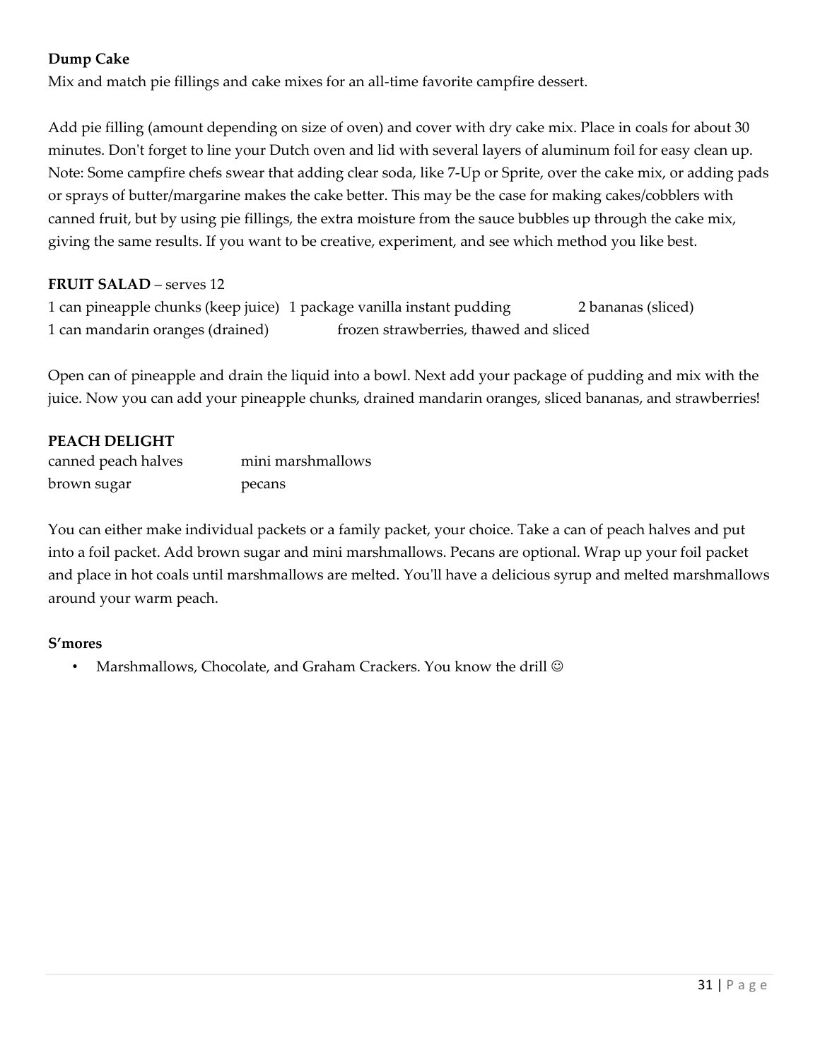**Dump Cake**

Mix and match pie fillings and cake mixes for an all-time favorite campfire dessert.

Add pie filling (amount depending on size of oven) and cover with dry cake mix. Place in coals for about 30 minutes. Don't forget to line your Dutch oven and lid with several layers of aluminum foil for easy clean up. Note: Some campfire chefs swear that adding clear soda, like 7-Up or Sprite, over the cake mix, or adding pads or sprays of butter/margarine makes the cake better. This may be the case for making cakes/cobblers with canned fruit, but by using pie fillings, the extra moisture from the sauce bubbles up through the cake mix, giving the same results. If you want to be creative, experiment, and see which method you like best.

**FRUIT SALAD** – serves 12

1 can pineapple chunks (keep juice)
1 package vanilla instant pudding
2 bananas (sliced)
1 can mandarin oranges (drained)
frozen strawberries, thawed and sliced

Open can of pineapple and drain the liquid into a bowl. Next add your package of pudding and mix with the juice. Now you can add your pineapple chunks, drained mandarin oranges, sliced bananas, and strawberries!

**PEACH DELIGHT**

canned peach halves
mini marshmallows
brown sugar
pecans

You can either make individual packets or a family packet, your choice. Take a can of peach halves and put into a foil packet. Add brown sugar and mini marshmallows. Pecans are optional. Wrap up your foil packet and place in hot coals until marshmallows are melted. You'll have a delicious syrup and melted marshmallows around your warm peach.

**S'mores**

- Marshmallows, Chocolate, and Graham Crackers. You know the drill ☺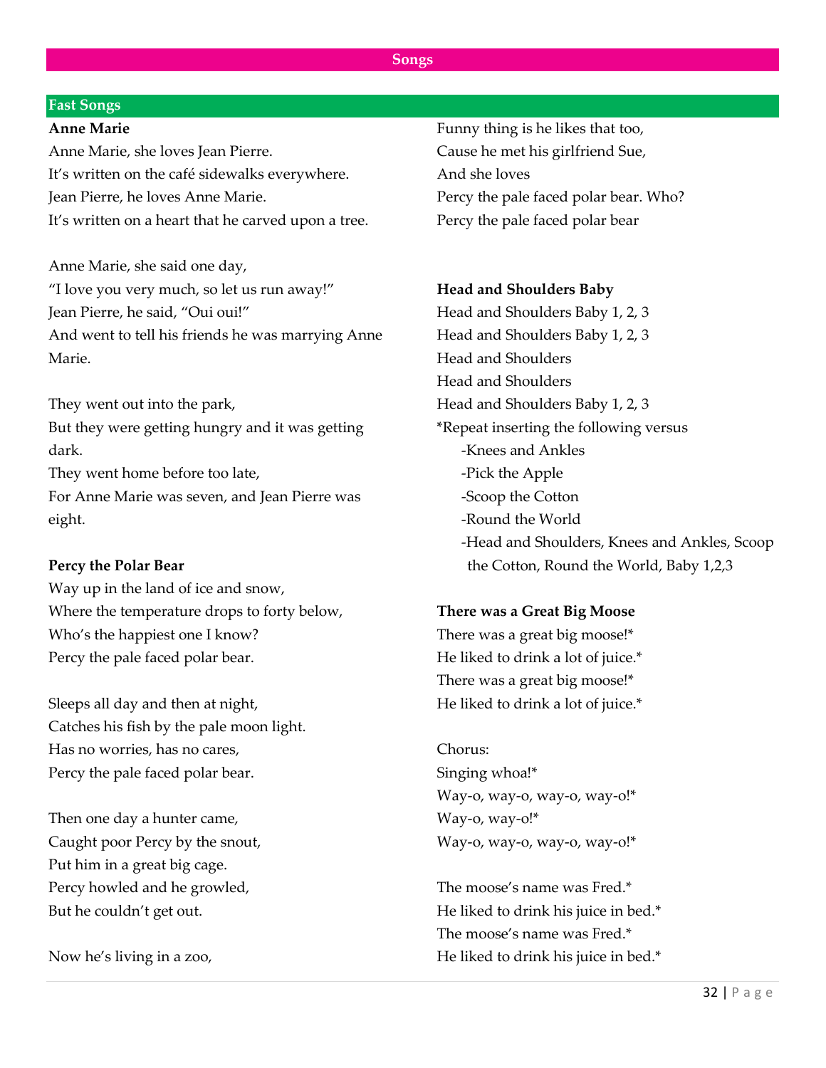# Songs

## Fast Songs

**Anne Marie**

Anne Marie, she loves Jean Pierre.
It's written on the café sidewalks everywhere.
Jean Pierre, he loves Anne Marie.
It's written on a heart that he carved upon a tree.

Anne Marie, she said one day,
"I love you very much, so let us run away!"
Jean Pierre, he said, "Oui oui!"
And went to tell his friends he was marrying Anne Marie.

They went out into the park,
But they were getting hungry and it was getting dark.
They went home before too late,
For Anne Marie was seven, and Jean Pierre was eight.

**Percy the Polar Bear**

Way up in the land of ice and snow,
Where the temperature drops to forty below,
Who's the happiest one I know?
Percy the pale faced polar bear.

Sleeps all day and then at night,
Catches his fish by the pale moon light.
Has no worries, has no cares,
Percy the pale faced polar bear.

Then one day a hunter came,
Caught poor Percy by the snout,
Put him in a great big cage.
Percy howled and he growled,
But he couldn't get out.

Now he's living in a zoo,
Funny thing is he likes that too,
Cause he met his girlfriend Sue,
And she loves
Percy the pale faced polar bear. Who?
Percy the pale faced polar bear

**Head and Shoulders Baby**

Head and Shoulders Baby 1, 2, 3
Head and Shoulders Baby 1, 2, 3
Head and Shoulders
Head and Shoulders
Head and Shoulders Baby 1, 2, 3
*Repeat inserting the following versus

- -Knees and Ankles
- -Pick the Apple
- -Scoop the Cotton
- -Round the World
- -Head and Shoulders, Knees and Ankles, Scoop the Cotton, Round the World, Baby 1,2,3

**There was a Great Big Moose**

There was a great big moose!*
He liked to drink a lot of juice.*
There was a great big moose!*
He liked to drink a lot of juice.*

Chorus:
Singing whoa!*
Way-o, way-o, way-o, way-o!*
Way-o, way-o!*
Way-o, way-o, way-o, way-o!*

The moose's name was Fred.*
He liked to drink his juice in bed.*
The moose's name was Fred.*
He liked to drink his juice in bed.*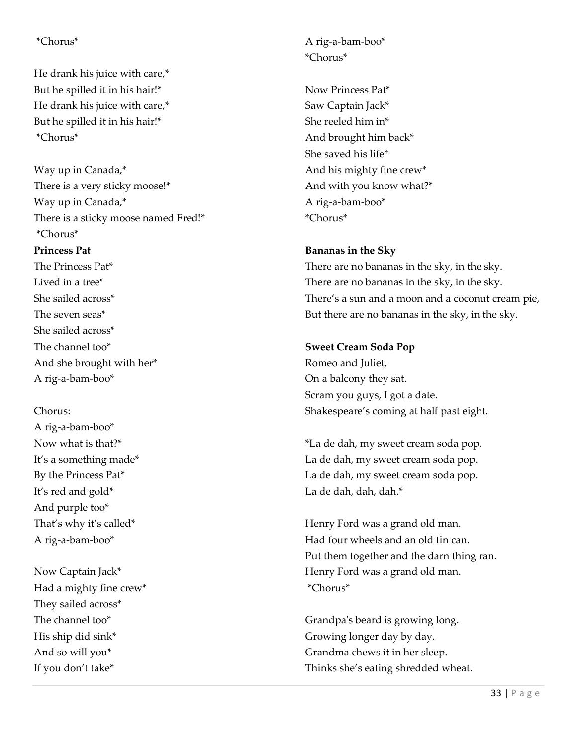*Chorus*

He drank his juice with care,*
But he spilled it in his hair!*
He drank his juice with care,*
But he spilled it in his hair!*
*Chorus*

Way up in Canada,*
There is a very sticky moose!*
Way up in Canada,*
There is a sticky moose named Fred!*
*Chorus*

**Princess Pat**

The Princess Pat*
Lived in a tree*
She sailed across*
The seven seas*
She sailed across*
The channel too*
And she brought with her*
A rig-a-bam-boo*

Chorus:
A rig-a-bam-boo*
Now what is that?*
It's a something made*
By the Princess Pat*
It's red and gold*
And purple too*
That's why it's called*
A rig-a-bam-boo*

Now Captain Jack*
Had a mighty fine crew*
They sailed across*
The channel too*
His ship did sink*
And so will you*
If you don't take*
A rig-a-bam-boo*
*Chorus*

Now Princess Pat*
Saw Captain Jack*
She reeled him in*
And brought him back*
She saved his life*
And his mighty fine crew*
And with you know what?*
A rig-a-bam-boo*
*Chorus*

**Bananas in the Sky**

There are no bananas in the sky, in the sky.
There are no bananas in the sky, in the sky.
There's a sun and a moon and a coconut cream pie,
But there are no bananas in the sky, in the sky.

**Sweet Cream Soda Pop**

Romeo and Juliet,
On a balcony they sat.
Scram you guys, I got a date.
Shakespeare's coming at half past eight.

*La de dah, my sweet cream soda pop.
La de dah, my sweet cream soda pop.
La de dah, my sweet cream soda pop.
La de dah, dah, dah.*

Henry Ford was a grand old man.
Had four wheels and an old tin can.
Put them together and the darn thing ran.
Henry Ford was a grand old man.
*Chorus*

Grandpa's beard is growing long.
Growing longer day by day.
Grandma chews it in her sleep.
Thinks she's eating shredded wheat.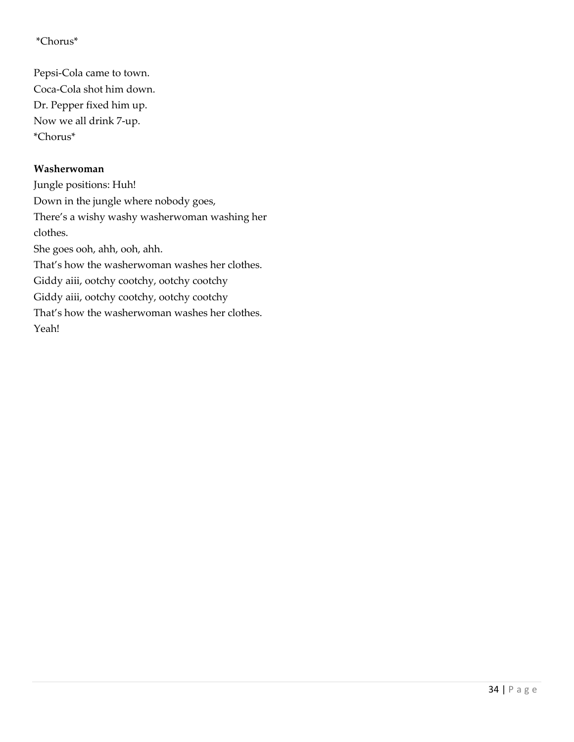*Chorus*

Pepsi-Cola came to town.
Coca-Cola shot him down.
Dr. Pepper fixed him up.
Now we all drink 7-up.
*Chorus*

**Washerwoman**

Jungle positions: Huh!
Down in the jungle where nobody goes,
There's a wishy washy washerwoman washing her clothes.
She goes ooh, ahh, ooh, ahh.
That's how the washerwoman washes her clothes.
Giddy aiii, ootchy cootchy, ootchy cootchy
Giddy aiii, ootchy cootchy, ootchy cootchy
That's how the washerwoman washes her clothes.
Yeah!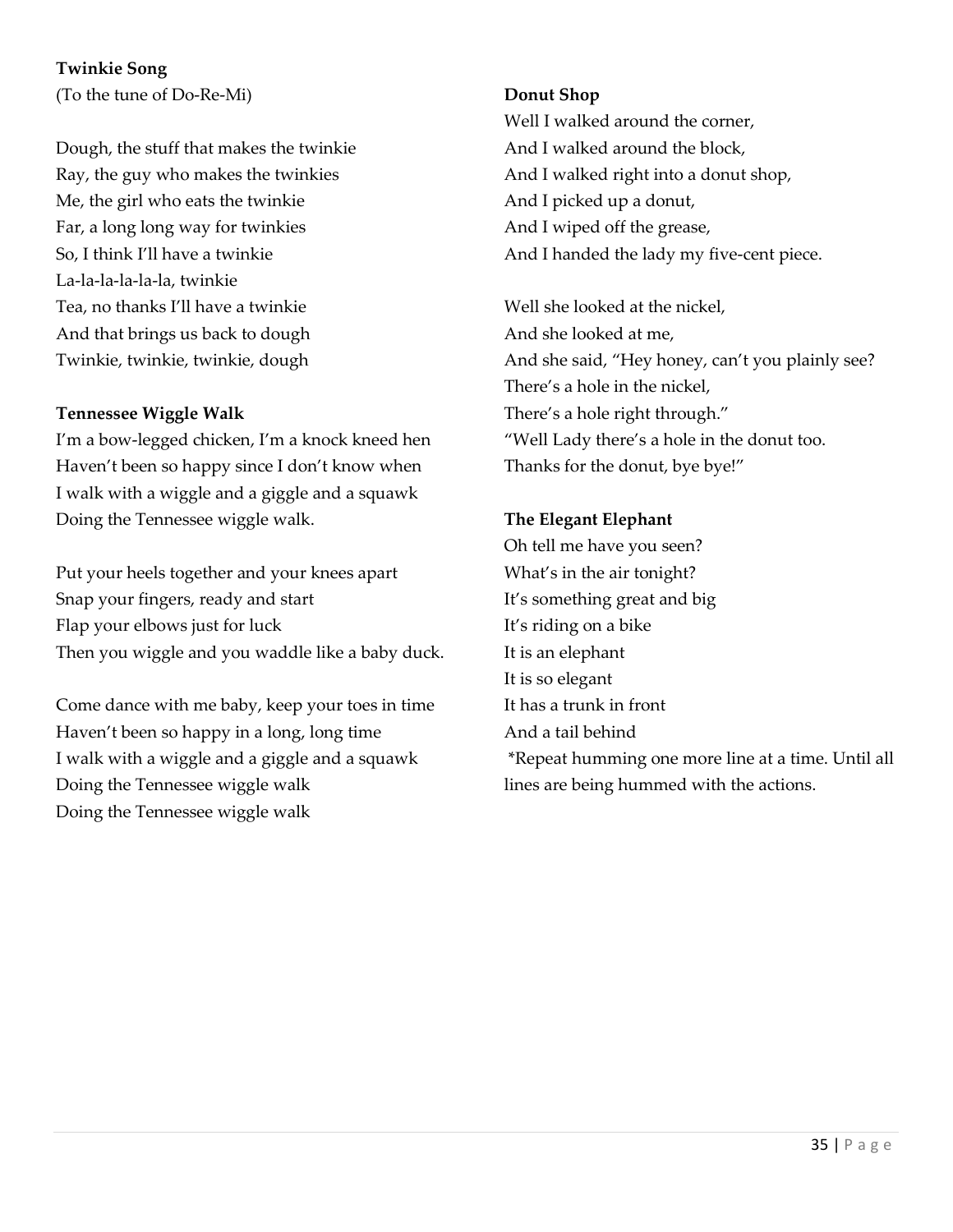**Twinkie Song**
(To the tune of Do-Re-Mi)

Dough, the stuff that makes the twinkie
Ray, the guy who makes the twinkies
Me, the girl who eats the twinkie
Far, a long long way for twinkies
So, I think I'll have a twinkie
La-la-la-la-la-la, twinkie
Tea, no thanks I'll have a twinkie
And that brings us back to dough
Twinkie, twinkie, twinkie, dough

**Tennessee Wiggle Walk**
I'm a bow-legged chicken, I'm a knock kneed hen
Haven't been so happy since I don't know when
I walk with a wiggle and a giggle and a squawk
Doing the Tennessee wiggle walk.

Put your heels together and your knees apart
Snap your fingers, ready and start
Flap your elbows just for luck
Then you wiggle and you waddle like a baby duck.

Come dance with me baby, keep your toes in time
Haven't been so happy in a long, long time
I walk with a wiggle and a giggle and a squawk
Doing the Tennessee wiggle walk
Doing the Tennessee wiggle walk

**Donut Shop**
Well I walked around the corner,
And I walked around the block,
And I walked right into a donut shop,
And I picked up a donut,
And I wiped off the grease,
And I handed the lady my five-cent piece.

Well she looked at the nickel,
And she looked at me,
And she said, "Hey honey, can't you plainly see?
There's a hole in the nickel,
There's a hole right through."
"Well Lady there's a hole in the donut too.
Thanks for the donut, bye bye!"

**The Elegant Elephant**
Oh tell me have you seen?
What's in the air tonight?
It's something great and big
It's riding on a bike
It is an elephant
It is so elegant
It has a trunk in front
And a tail behind
*Repeat humming one more line at a time. Until all lines are being hummed with the actions.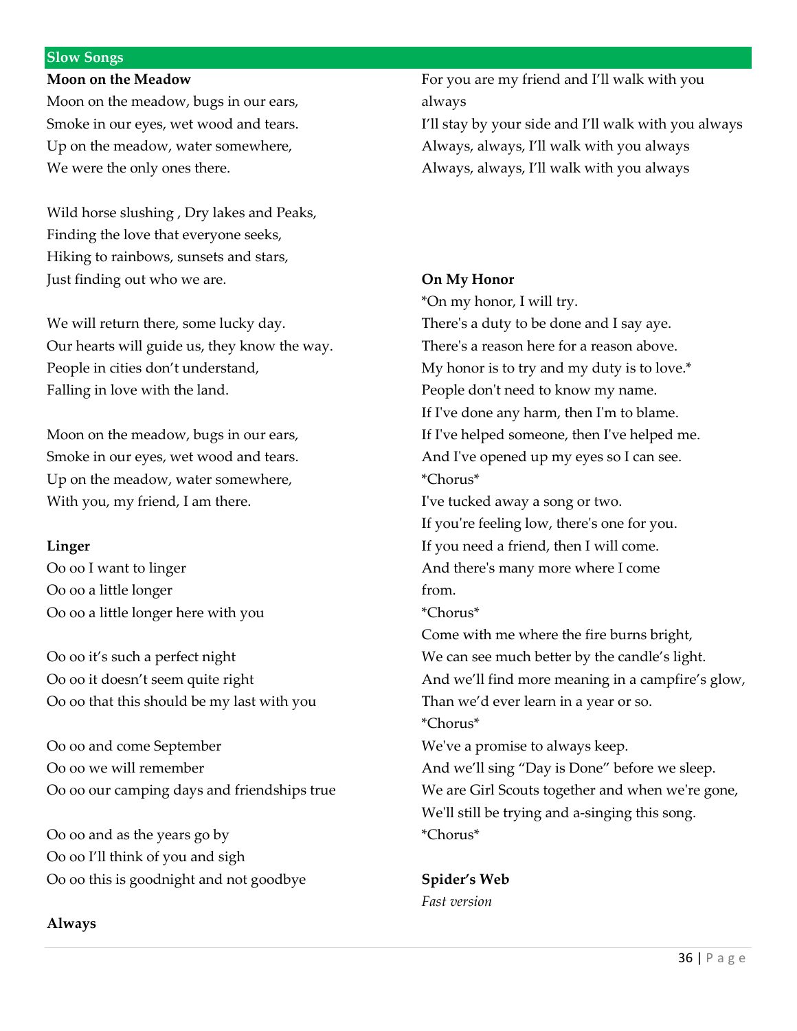## Slow Songs

**Moon on the Meadow**

Moon on the meadow, bugs in our ears,
Smoke in our eyes, wet wood and tears.
Up on the meadow, water somewhere,
We were the only ones there.

Wild horse slushing , Dry lakes and Peaks,
Finding the love that everyone seeks,
Hiking to rainbows, sunsets and stars,
Just finding out who we are.

We will return there, some lucky day.
Our hearts will guide us, they know the way.
People in cities don't understand,
Falling in love with the land.

Moon on the meadow, bugs in our ears,
Smoke in our eyes, wet wood and tears.
Up on the meadow, water somewhere,
With you, my friend, I am there.

**Linger**

Oo oo I want to linger
Oo oo a little longer
Oo oo a little longer here with you

Oo oo it's such a perfect night
Oo oo it doesn't seem quite right
Oo oo that this should be my last with you

Oo oo and come September
Oo oo we will remember
Oo oo our camping days and friendships true

Oo oo and as the years go by
Oo oo I'll think of you and sigh
Oo oo this is goodnight and not goodbye

**Always**

For you are my friend and I'll walk with you always
I'll stay by your side and I'll walk with you always
Always, always, I'll walk with you always
Always, always, I'll walk with you always

**On My Honor**

*On my honor, I will try.
There's a duty to be done and I say aye.
There's a reason here for a reason above.
My honor is to try and my duty is to love.*
People don't need to know my name.
If I've done any harm, then I'm to blame.
If I've helped someone, then I've helped me.
And I've opened up my eyes so I can see.
*Chorus*
I've tucked away a song or two.
If you're feeling low, there's one for you.
If you need a friend, then I will come.
And there's many more where I come from.
*Chorus*
Come with me where the fire burns bright,
We can see much better by the candle's light.
And we'll find more meaning in a campfire's glow,
Than we'd ever learn in a year or so.
*Chorus*
We've a promise to always keep.
And we'll sing "Day is Done" before we sleep.
We are Girl Scouts together and when we're gone,
We'll still be trying and a-singing this song.
*Chorus*

**Spider's Web**

*Fast version*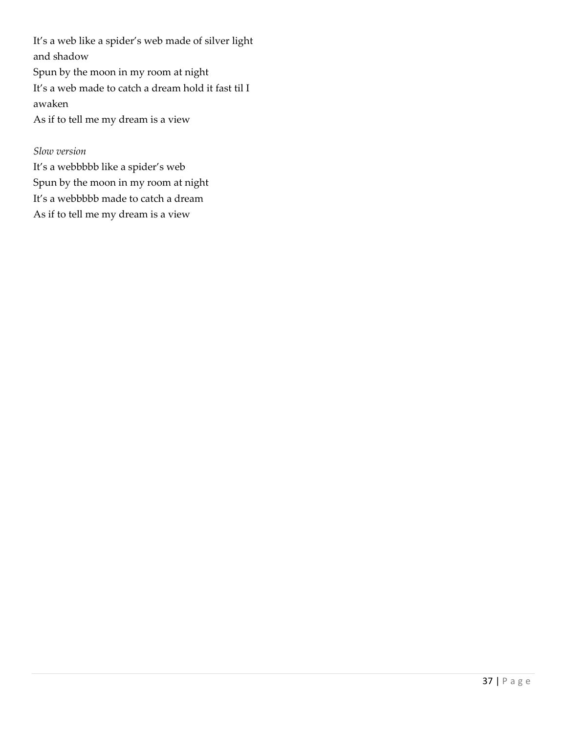It's a web like a spider's web made of silver light and shadow
Spun by the moon in my room at night
It's a web made to catch a dream hold it fast til I awaken
As if to tell me my dream is a view

*Slow version*

It's a webbbbb like a spider's web
Spun by the moon in my room at night
It's a webbbbb made to catch a dream
As if to tell me my dream is a view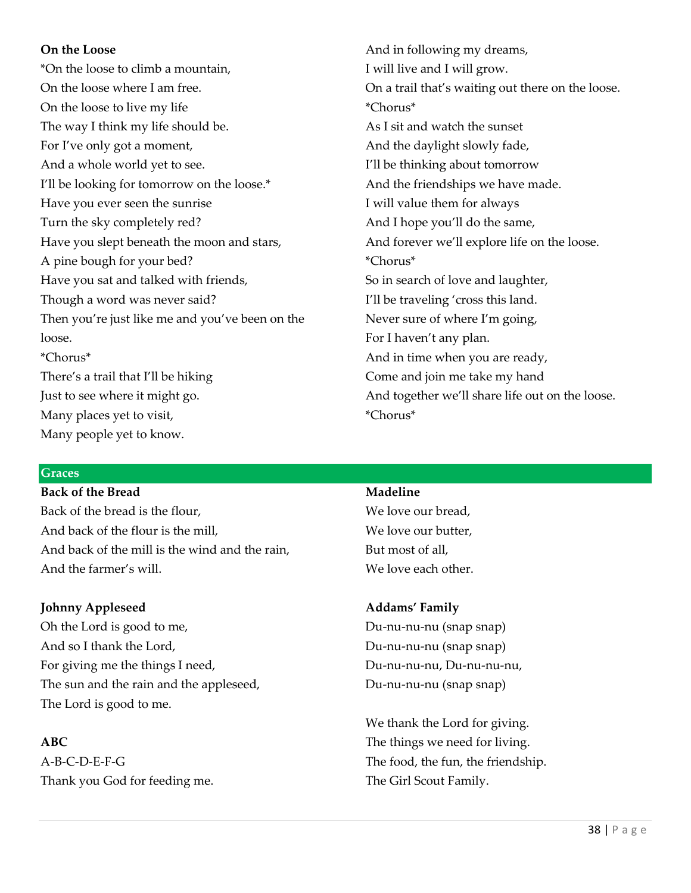**On the Loose**

*On the loose to climb a mountain,
On the loose where I am free.
On the loose to live my life
The way I think my life should be.
For I've only got a moment,
And a whole world yet to see.
I'll be looking for tomorrow on the loose.*

Have you ever seen the sunrise
Turn the sky completely red?
Have you slept beneath the moon and stars,
A pine bough for your bed?
Have you sat and talked with friends,
Though a word was never said?
Then you're just like me and you've been on the loose.

*Chorus*

There's a trail that I'll be hiking
Just to see where it might go.
Many places yet to visit,
Many people yet to know.
And in following my dreams,
I will live and I will grow.
On a trail that's waiting out there on the loose.

*Chorus*

As I sit and watch the sunset
And the daylight slowly fade,
I'll be thinking about tomorrow
And the friendships we have made.
I will value them for always
And I hope you'll do the same,
And forever we'll explore life on the loose.

*Chorus*

So in search of love and laughter,
I'll be traveling 'cross this land.
Never sure of where I'm going,
For I haven't any plan.
And in time when you are ready,
Come and join me take my hand
And together we'll share life out on the loose.

*Chorus*

## Graces

**Back of the Bread**

Back of the bread is the flour,
And back of the flour is the mill,
And back of the mill is the wind and the rain,
And the farmer's will.

**Johnny Appleseed**

Oh the Lord is good to me,
And so I thank the Lord,
For giving me the things I need,
The sun and the rain and the appleseed,
The Lord is good to me.

**ABC**

A-B-C-D-E-F-G
Thank you God for feeding me.

**Madeline**

We love our bread,
We love our butter,
But most of all,
We love each other.

**Addams' Family**

Du-nu-nu-nu (snap snap)
Du-nu-nu-nu (snap snap)
Du-nu-nu-nu, Du-nu-nu-nu,
Du-nu-nu-nu (snap snap)

We thank the Lord for giving.
The things we need for living.
The food, the fun, the friendship.
The Girl Scout Family.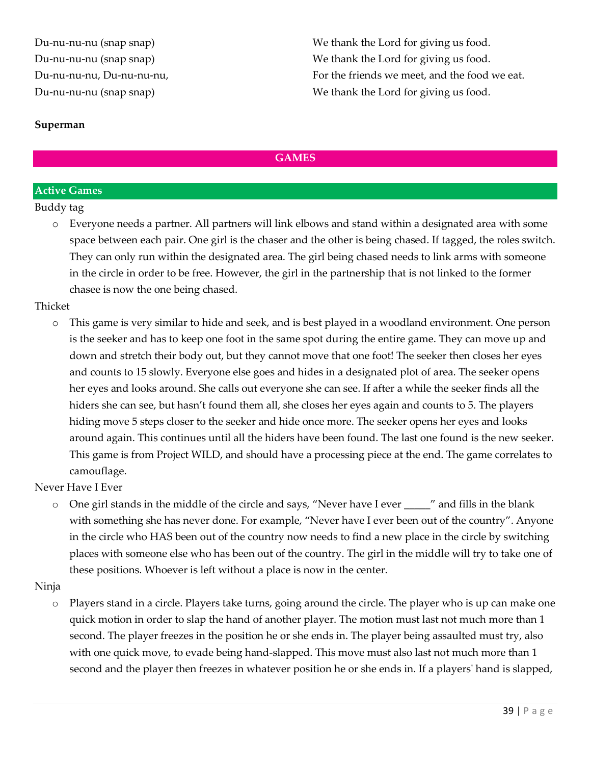Du-nu-nu-nu (snap snap)
Du-nu-nu-nu (snap snap)
Du-nu-nu-nu, Du-nu-nu-nu,
Du-nu-nu-nu (snap snap)

We thank the Lord for giving us food.
We thank the Lord for giving us food.
For the friends we meet, and the food we eat.
We thank the Lord for giving us food.

**Superman**

## GAMES

### Active Games

Buddy tag

- Everyone needs a partner. All partners will link elbows and stand within a designated area with some space between each pair. One girl is the chaser and the other is being chased. If tagged, the roles switch. They can only run within the designated area. The girl being chased needs to link arms with someone in the circle in order to be free. However, the girl in the partnership that is not linked to the former chasee is now the one being chased.

Thicket

- This game is very similar to hide and seek, and is best played in a woodland environment. One person is the seeker and has to keep one foot in the same spot during the entire game. They can move up and down and stretch their body out, but they cannot move that one foot! The seeker then closes her eyes and counts to 15 slowly. Everyone else goes and hides in a designated plot of area. The seeker opens her eyes and looks around. She calls out everyone she can see. If after a while the seeker finds all the hiders she can see, but hasn't found them all, she closes her eyes again and counts to 5. The players hiding move 5 steps closer to the seeker and hide once more. The seeker opens her eyes and looks around again. This continues until all the hiders have been found. The last one found is the new seeker. This game is from Project WILD, and should have a processing piece at the end. The game correlates to camouflage.

Never Have I Ever

- One girl stands in the middle of the circle and says, "Never have I ever _____" and fills in the blank with something she has never done. For example, "Never have I ever been out of the country". Anyone in the circle who HAS been out of the country now needs to find a new place in the circle by switching places with someone else who has been out of the country. The girl in the middle will try to take one of these positions. Whoever is left without a place is now in the center.

Ninja

- Players stand in a circle. Players take turns, going around the circle. The player who is up can make one quick motion in order to slap the hand of another player. The motion must last not much more than 1 second. The player freezes in the position he or she ends in. The player being assaulted must try, also with one quick move, to evade being hand-slapped. This move must also last not much more than 1 second and the player then freezes in whatever position he or she ends in. If a players' hand is slapped,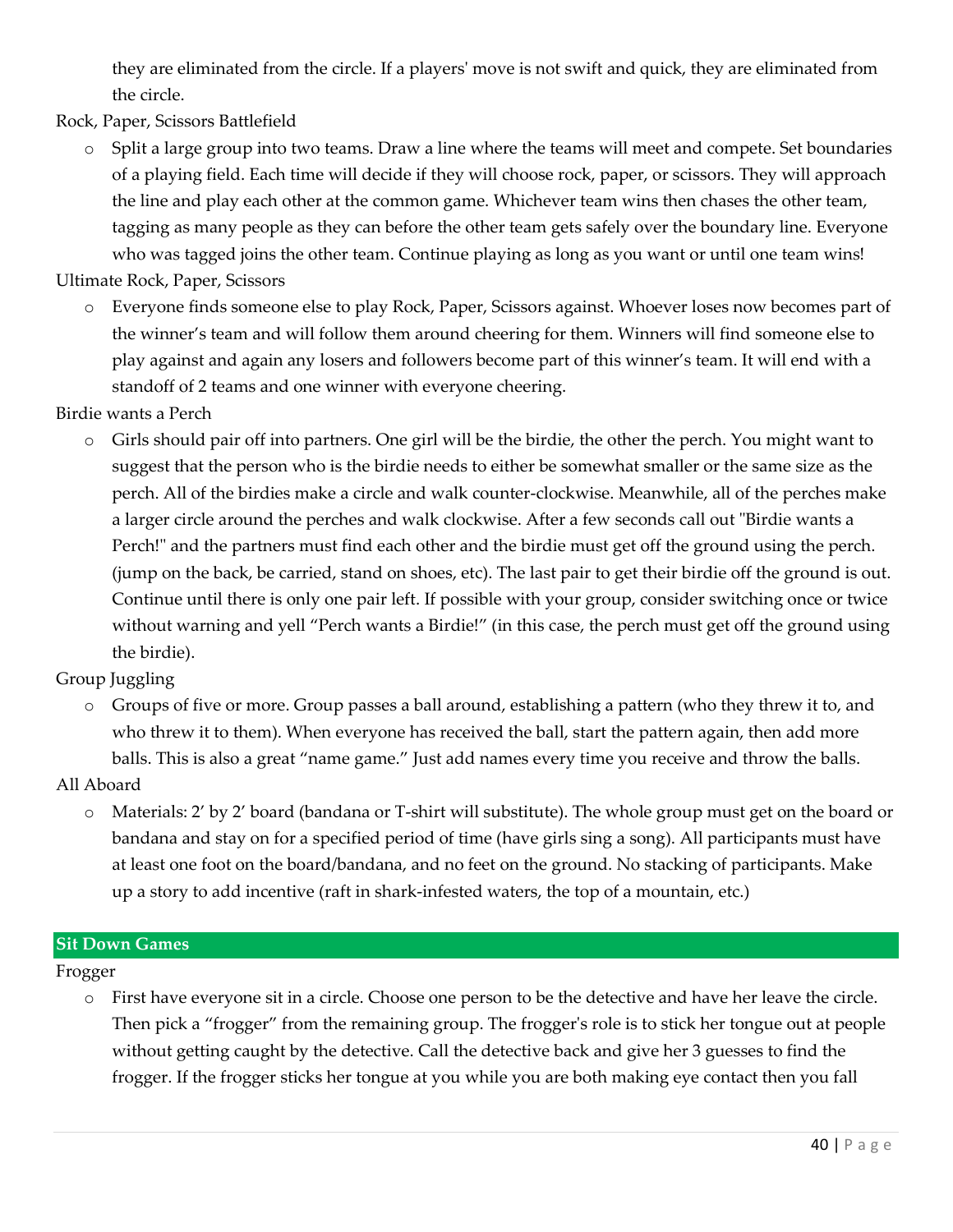they are eliminated from the circle. If a players' move is not swift and quick, they are eliminated from the circle.

Rock, Paper, Scissors Battlefield

- Split a large group into two teams. Draw a line where the teams will meet and compete. Set boundaries of a playing field. Each time will decide if they will choose rock, paper, or scissors. They will approach the line and play each other at the common game. Whichever team wins then chases the other team, tagging as many people as they can before the other team gets safely over the boundary line. Everyone who was tagged joins the other team. Continue playing as long as you want or until one team wins!

Ultimate Rock, Paper, Scissors

- Everyone finds someone else to play Rock, Paper, Scissors against. Whoever loses now becomes part of the winner's team and will follow them around cheering for them. Winners will find someone else to play against and again any losers and followers become part of this winner's team. It will end with a standoff of 2 teams and one winner with everyone cheering.

Birdie wants a Perch

- Girls should pair off into partners. One girl will be the birdie, the other the perch. You might want to suggest that the person who is the birdie needs to either be somewhat smaller or the same size as the perch. All of the birdies make a circle and walk counter-clockwise. Meanwhile, all of the perches make a larger circle around the perches and walk clockwise. After a few seconds call out "Birdie wants a Perch!" and the partners must find each other and the birdie must get off the ground using the perch. (jump on the back, be carried, stand on shoes, etc). The last pair to get their birdie off the ground is out. Continue until there is only one pair left. If possible with your group, consider switching once or twice without warning and yell "Perch wants a Birdie!" (in this case, the perch must get off the ground using the birdie).

Group Juggling

- Groups of five or more. Group passes a ball around, establishing a pattern (who they threw it to, and who threw it to them). When everyone has received the ball, start the pattern again, then add more balls. This is also a great "name game." Just add names every time you receive and throw the balls.

All Aboard

- Materials: 2' by 2' board (bandana or T-shirt will substitute). The whole group must get on the board or bandana and stay on for a specified period of time (have girls sing a song). All participants must have at least one foot on the board/bandana, and no feet on the ground. No stacking of participants. Make up a story to add incentive (raft in shark-infested waters, the top of a mountain, etc.)

## Sit Down Games

Frogger

- First have everyone sit in a circle. Choose one person to be the detective and have her leave the circle. Then pick a "frogger" from the remaining group. The frogger's role is to stick her tongue out at people without getting caught by the detective. Call the detective back and give her 3 guesses to find the frogger. If the frogger sticks her tongue at you while you are both making eye contact then you fall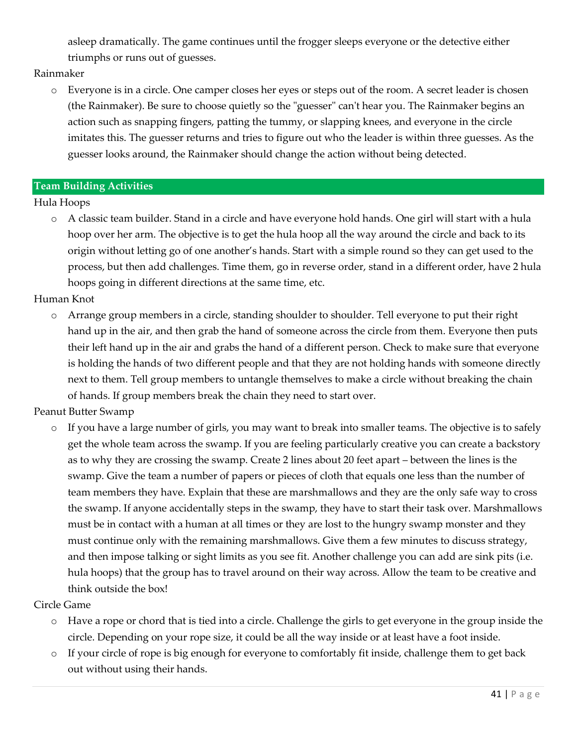asleep dramatically. The game continues until the frogger sleeps everyone or the detective either triumphs or runs out of guesses.

Rainmaker

- Everyone is in a circle. One camper closes her eyes or steps out of the room. A secret leader is chosen (the Rainmaker). Be sure to choose quietly so the "guesser" can't hear you. The Rainmaker begins an action such as snapping fingers, patting the tummy, or slapping knees, and everyone in the circle imitates this. The guesser returns and tries to figure out who the leader is within three guesses. As the guesser looks around, the Rainmaker should change the action without being detected.

## Team Building Activities

Hula Hoops

- A classic team builder. Stand in a circle and have everyone hold hands. One girl will start with a hula hoop over her arm. The objective is to get the hula hoop all the way around the circle and back to its origin without letting go of one another's hands. Start with a simple round so they can get used to the process, but then add challenges. Time them, go in reverse order, stand in a different order, have 2 hula hoops going in different directions at the same time, etc.

Human Knot

- Arrange group members in a circle, standing shoulder to shoulder. Tell everyone to put their right hand up in the air, and then grab the hand of someone across the circle from them. Everyone then puts their left hand up in the air and grabs the hand of a different person. Check to make sure that everyone is holding the hands of two different people and that they are not holding hands with someone directly next to them. Tell group members to untangle themselves to make a circle without breaking the chain of hands. If group members break the chain they need to start over.

Peanut Butter Swamp

- If you have a large number of girls, you may want to break into smaller teams. The objective is to safely get the whole team across the swamp. If you are feeling particularly creative you can create a backstory as to why they are crossing the swamp. Create 2 lines about 20 feet apart – between the lines is the swamp. Give the team a number of papers or pieces of cloth that equals one less than the number of team members they have. Explain that these are marshmallows and they are the only safe way to cross the swamp. If anyone accidentally steps in the swamp, they have to start their task over. Marshmallows must be in contact with a human at all times or they are lost to the hungry swamp monster and they must continue only with the remaining marshmallows. Give them a few minutes to discuss strategy, and then impose talking or sight limits as you see fit. Another challenge you can add are sink pits (i.e. hula hoops) that the group has to travel around on their way across. Allow the team to be creative and think outside the box!

Circle Game

- Have a rope or chord that is tied into a circle. Challenge the girls to get everyone in the group inside the circle. Depending on your rope size, it could be all the way inside or at least have a foot inside.
- If your circle of rope is big enough for everyone to comfortably fit inside, challenge them to get back out without using their hands.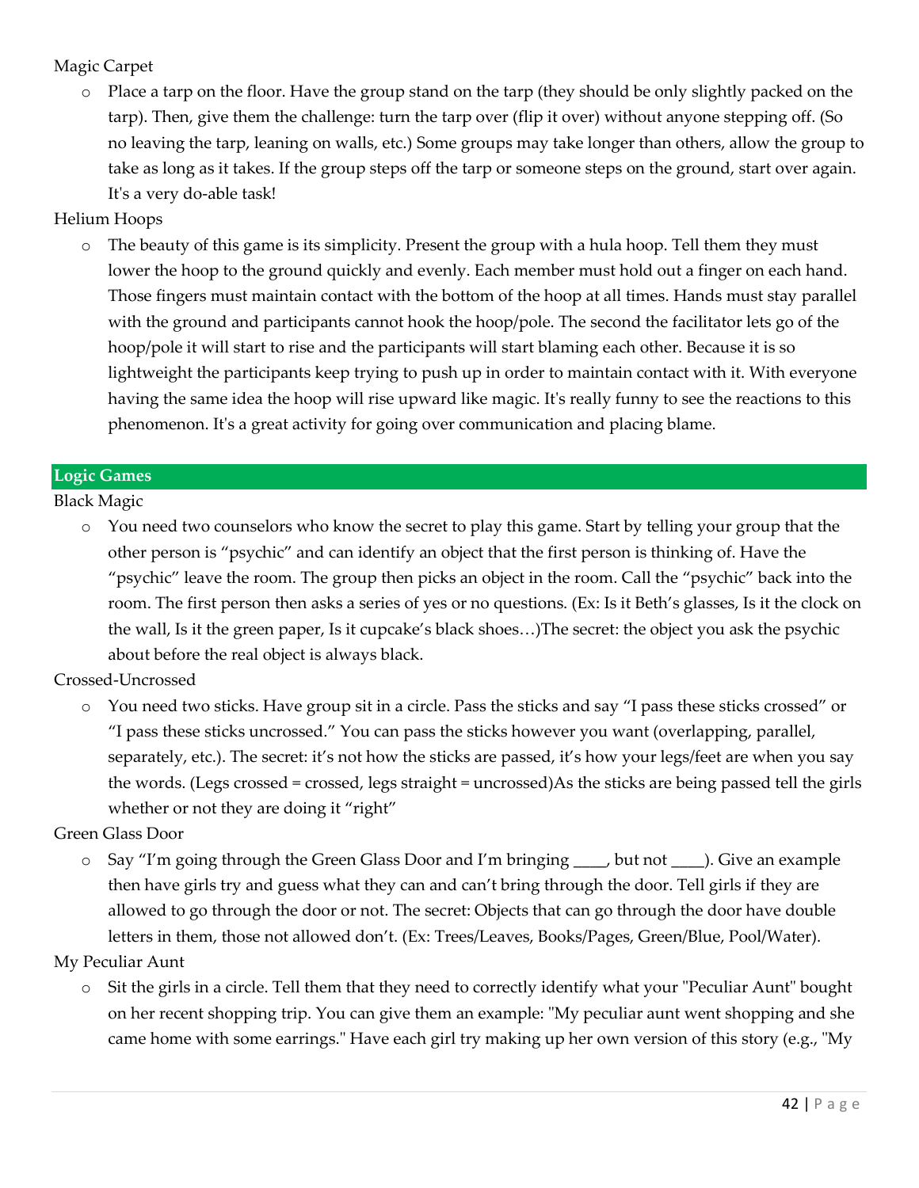Magic Carpet

- Place a tarp on the floor. Have the group stand on the tarp (they should be only slightly packed on the tarp). Then, give them the challenge: turn the tarp over (flip it over) without anyone stepping off. (So no leaving the tarp, leaning on walls, etc.) Some groups may take longer than others, allow the group to take as long as it takes. If the group steps off the tarp or someone steps on the ground, start over again. It's a very do-able task!

Helium Hoops

- The beauty of this game is its simplicity. Present the group with a hula hoop. Tell them they must lower the hoop to the ground quickly and evenly. Each member must hold out a finger on each hand. Those fingers must maintain contact with the bottom of the hoop at all times. Hands must stay parallel with the ground and participants cannot hook the hoop/pole. The second the facilitator lets go of the hoop/pole it will start to rise and the participants will start blaming each other. Because it is so lightweight the participants keep trying to push up in order to maintain contact with it. With everyone having the same idea the hoop will rise upward like magic. It's really funny to see the reactions to this phenomenon. It's a great activity for going over communication and placing blame.

## Logic Games

Black Magic

- You need two counselors who know the secret to play this game. Start by telling your group that the other person is "psychic" and can identify an object that the first person is thinking of. Have the "psychic" leave the room. The group then picks an object in the room. Call the "psychic" back into the room. The first person then asks a series of yes or no questions. (Ex: Is it Beth's glasses, Is it the clock on the wall, Is it the green paper, Is it cupcake's black shoes…)The secret: the object you ask the psychic about before the real object is always black.

Crossed-Uncrossed

- You need two sticks. Have group sit in a circle. Pass the sticks and say "I pass these sticks crossed" or "I pass these sticks uncrossed." You can pass the sticks however you want (overlapping, parallel, separately, etc.). The secret: it's not how the sticks are passed, it's how your legs/feet are when you say the words. (Legs crossed = crossed, legs straight = uncrossed)As the sticks are being passed tell the girls whether or not they are doing it "right"

Green Glass Door

- Say "I'm going through the Green Glass Door and I'm bringing ____, but not ____). Give an example then have girls try and guess what they can and can't bring through the door. Tell girls if they are allowed to go through the door or not. The secret: Objects that can go through the door have double letters in them, those not allowed don't. (Ex: Trees/Leaves, Books/Pages, Green/Blue, Pool/Water).

My Peculiar Aunt

- Sit the girls in a circle. Tell them that they need to correctly identify what your "Peculiar Aunt" bought on her recent shopping trip. You can give them an example: "My peculiar aunt went shopping and she came home with some earrings." Have each girl try making up her own version of this story (e.g., "My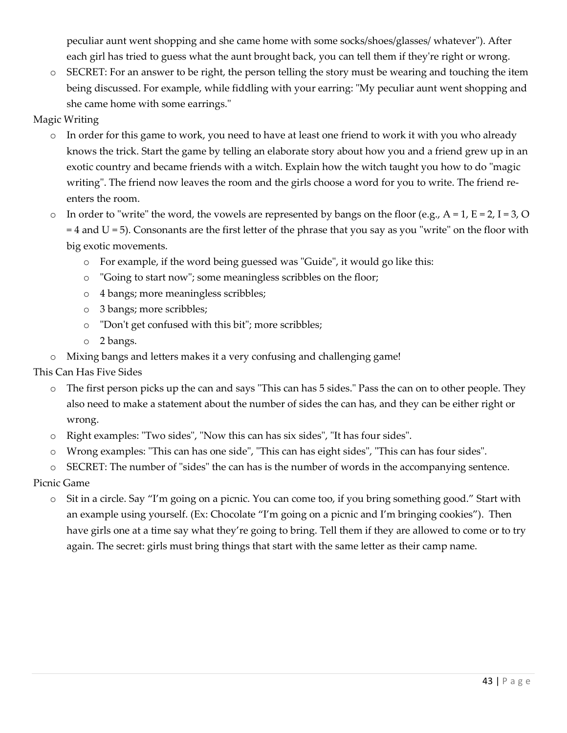peculiar aunt went shopping and she came home with some socks/shoes/glasses/ whatever"). After each girl has tried to guess what the aunt brought back, you can tell them if they're right or wrong.

- SECRET: For an answer to be right, the person telling the story must be wearing and touching the item being discussed. For example, while fiddling with your earring: "My peculiar aunt went shopping and she came home with some earrings."

Magic Writing

- In order for this game to work, you need to have at least one friend to work it with you who already knows the trick. Start the game by telling an elaborate story about how you and a friend grew up in an exotic country and became friends with a witch. Explain how the witch taught you how to do "magic writing". The friend now leaves the room and the girls choose a word for you to write. The friend re-enters the room.
- In order to "write" the word, the vowels are represented by bangs on the floor (e.g., A = 1, E = 2, I = 3, O = 4 and U = 5). Consonants are the first letter of the phrase that you say as you "write" on the floor with big exotic movements.
  - For example, if the word being guessed was "Guide", it would go like this:
  - "Going to start now"; some meaningless scribbles on the floor;
  - 4 bangs; more meaningless scribbles;
  - 3 bangs; more scribbles;
  - "Don't get confused with this bit"; more scribbles;
  - 2 bangs.
- Mixing bangs and letters makes it a very confusing and challenging game!

This Can Has Five Sides

- The first person picks up the can and says "This can has 5 sides." Pass the can on to other people. They also need to make a statement about the number of sides the can has, and they can be either right or wrong.
- Right examples: "Two sides", "Now this can has six sides", "It has four sides".
- Wrong examples: "This can has one side", "This can has eight sides", "This can has four sides".
- SECRET: The number of "sides" the can has is the number of words in the accompanying sentence.

Picnic Game

- Sit in a circle. Say "I'm going on a picnic. You can come too, if you bring something good." Start with an example using yourself. (Ex: Chocolate "I'm going on a picnic and I'm bringing cookies"). Then have girls one at a time say what they're going to bring. Tell them if they are allowed to come or to try again. The secret: girls must bring things that start with the same letter as their camp name.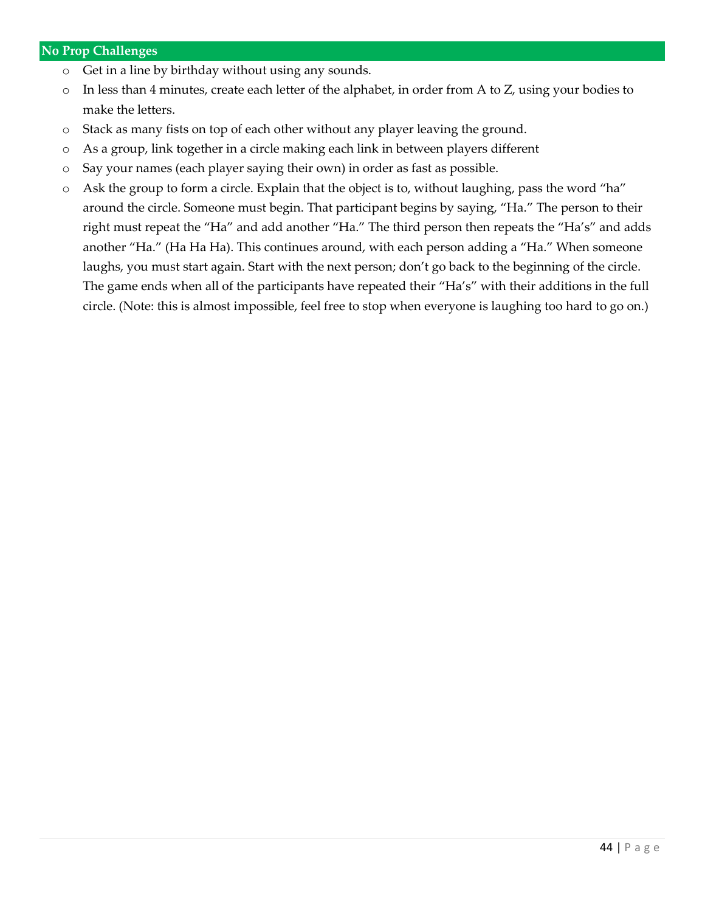## No Prop Challenges

- Get in a line by birthday without using any sounds.
- In less than 4 minutes, create each letter of the alphabet, in order from A to Z, using your bodies to make the letters.
- Stack as many fists on top of each other without any player leaving the ground.
- As a group, link together in a circle making each link in between players different
- Say your names (each player saying their own) in order as fast as possible.
- Ask the group to form a circle. Explain that the object is to, without laughing, pass the word "ha" around the circle. Someone must begin. That participant begins by saying, "Ha." The person to their right must repeat the "Ha" and add another "Ha." The third person then repeats the "Ha's" and adds another "Ha." (Ha Ha Ha). This continues around, with each person adding a "Ha." When someone laughs, you must start again. Start with the next person; don't go back to the beginning of the circle. The game ends when all of the participants have repeated their "Ha's" with their additions in the full circle. (Note: this is almost impossible, feel free to stop when everyone is laughing too hard to go on.)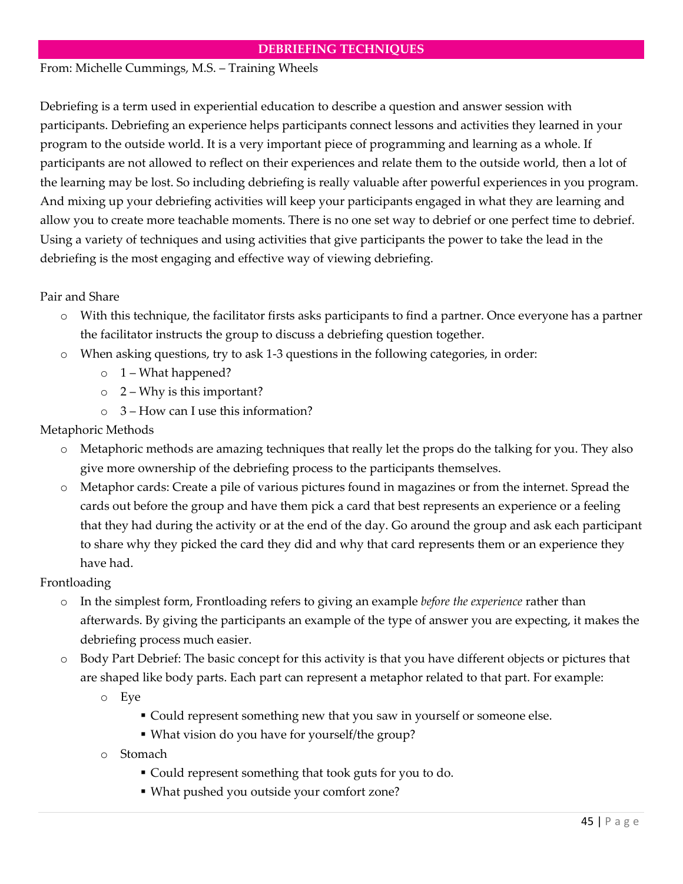## DEBRIEFING TECHNIQUES

From: Michelle Cummings, M.S. – Training Wheels

Debriefing is a term used in experiential education to describe a question and answer session with participants. Debriefing an experience helps participants connect lessons and activities they learned in your program to the outside world. It is a very important piece of programming and learning as a whole. If participants are not allowed to reflect on their experiences and relate them to the outside world, then a lot of the learning may be lost. So including debriefing is really valuable after powerful experiences in you program. And mixing up your debriefing activities will keep your participants engaged in what they are learning and allow you to create more teachable moments. There is no one set way to debrief or one perfect time to debrief. Using a variety of techniques and using activities that give participants the power to take the lead in the debriefing is the most engaging and effective way of viewing debriefing.

Pair and Share

- With this technique, the facilitator firsts asks participants to find a partner. Once everyone has a partner the facilitator instructs the group to discuss a debriefing question together.
- When asking questions, try to ask 1-3 questions in the following categories, in order:
  - 1 – What happened?
  - 2 – Why is this important?
  - 3 – How can I use this information?

Metaphoric Methods

- Metaphoric methods are amazing techniques that really let the props do the talking for you. They also give more ownership of the debriefing process to the participants themselves.
- Metaphor cards: Create a pile of various pictures found in magazines or from the internet. Spread the cards out before the group and have them pick a card that best represents an experience or a feeling that they had during the activity or at the end of the day. Go around the group and ask each participant to share why they picked the card they did and why that card represents them or an experience they have had.

Frontloading

- In the simplest form, Frontloading refers to giving an example *before the experience* rather than afterwards. By giving the participants an example of the type of answer you are expecting, it makes the debriefing process much easier.
- Body Part Debrief: The basic concept for this activity is that you have different objects or pictures that are shaped like body parts. Each part can represent a metaphor related to that part. For example:
  - Eye
    - Could represent something new that you saw in yourself or someone else.
    - What vision do you have for yourself/the group?
  - Stomach
    - Could represent something that took guts for you to do.
    - What pushed you outside your comfort zone?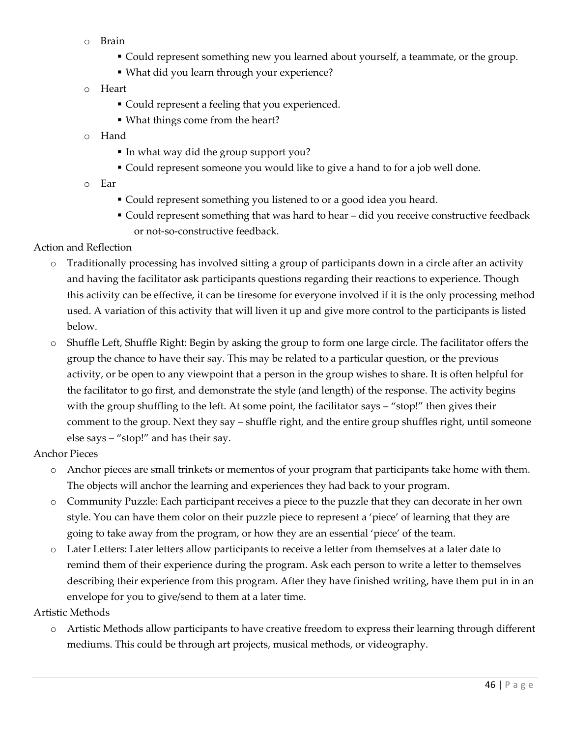- Brain
  - Could represent something new you learned about yourself, a teammate, or the group.
  - What did you learn through your experience?
- Heart
  - Could represent a feeling that you experienced.
  - What things come from the heart?
- Hand
  - In what way did the group support you?
  - Could represent someone you would like to give a hand to for a job well done.
- Ear
  - Could represent something you listened to or a good idea you heard.
  - Could represent something that was hard to hear – did you receive constructive feedback or not-so-constructive feedback.

Action and Reflection

- Traditionally processing has involved sitting a group of participants down in a circle after an activity and having the facilitator ask participants questions regarding their reactions to experience. Though this activity can be effective, it can be tiresome for everyone involved if it is the only processing method used. A variation of this activity that will liven it up and give more control to the participants is listed below.
- Shuffle Left, Shuffle Right: Begin by asking the group to form one large circle. The facilitator offers the group the chance to have their say. This may be related to a particular question, or the previous activity, or be open to any viewpoint that a person in the group wishes to share. It is often helpful for the facilitator to go first, and demonstrate the style (and length) of the response. The activity begins with the group shuffling to the left. At some point, the facilitator says – "stop!" then gives their comment to the group. Next they say – shuffle right, and the entire group shuffles right, until someone else says – "stop!" and has their say.

Anchor Pieces

- Anchor pieces are small trinkets or mementos of your program that participants take home with them. The objects will anchor the learning and experiences they had back to your program.
- Community Puzzle: Each participant receives a piece to the puzzle that they can decorate in her own style. You can have them color on their puzzle piece to represent a 'piece' of learning that they are going to take away from the program, or how they are an essential 'piece' of the team.
- Later Letters: Later letters allow participants to receive a letter from themselves at a later date to remind them of their experience during the program. Ask each person to write a letter to themselves describing their experience from this program. After they have finished writing, have them put in in an envelope for you to give/send to them at a later time.

Artistic Methods

- Artistic Methods allow participants to have creative freedom to express their learning through different mediums. This could be through art projects, musical methods, or videography.